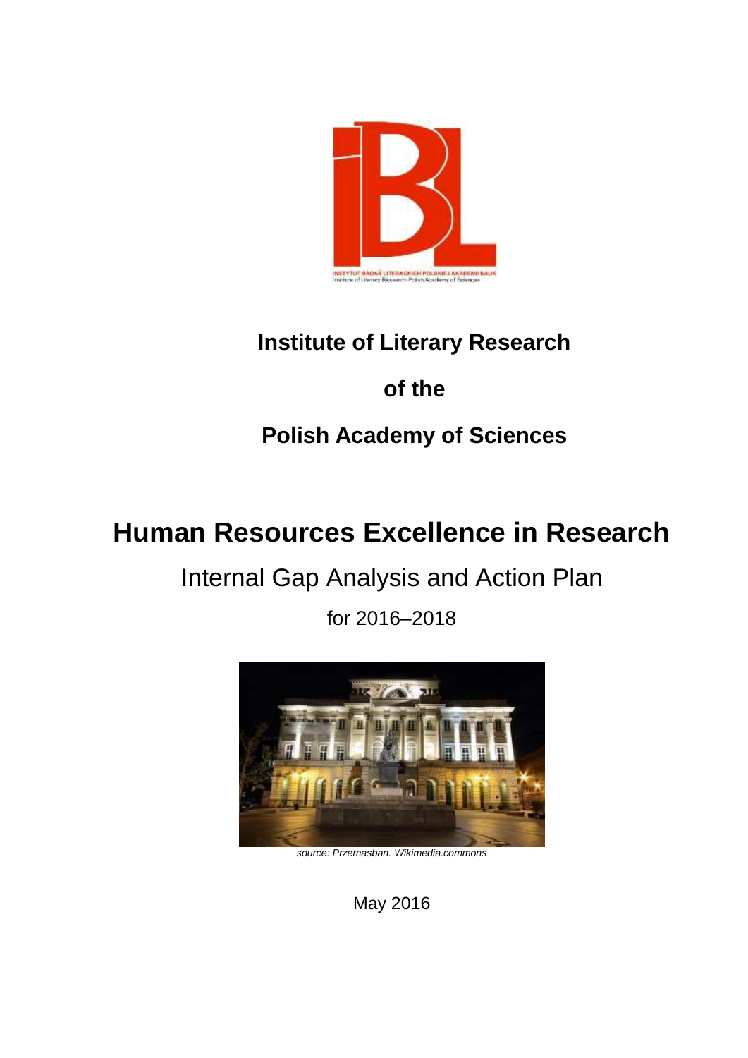INSTYTUT BADAŃ LITERACKICH POLSKIEJ AKADEMII NAUK
Institute of Literary Research Polish Academy of Sciences

**Institute of Literary Research**

**of the**

**Polish Academy of Sciences**

# Human Resources Excellence in Research

## Internal Gap Analysis and Action Plan

for 2016–2018

*source: Przemasban. Wikimedia.commons*

May 2016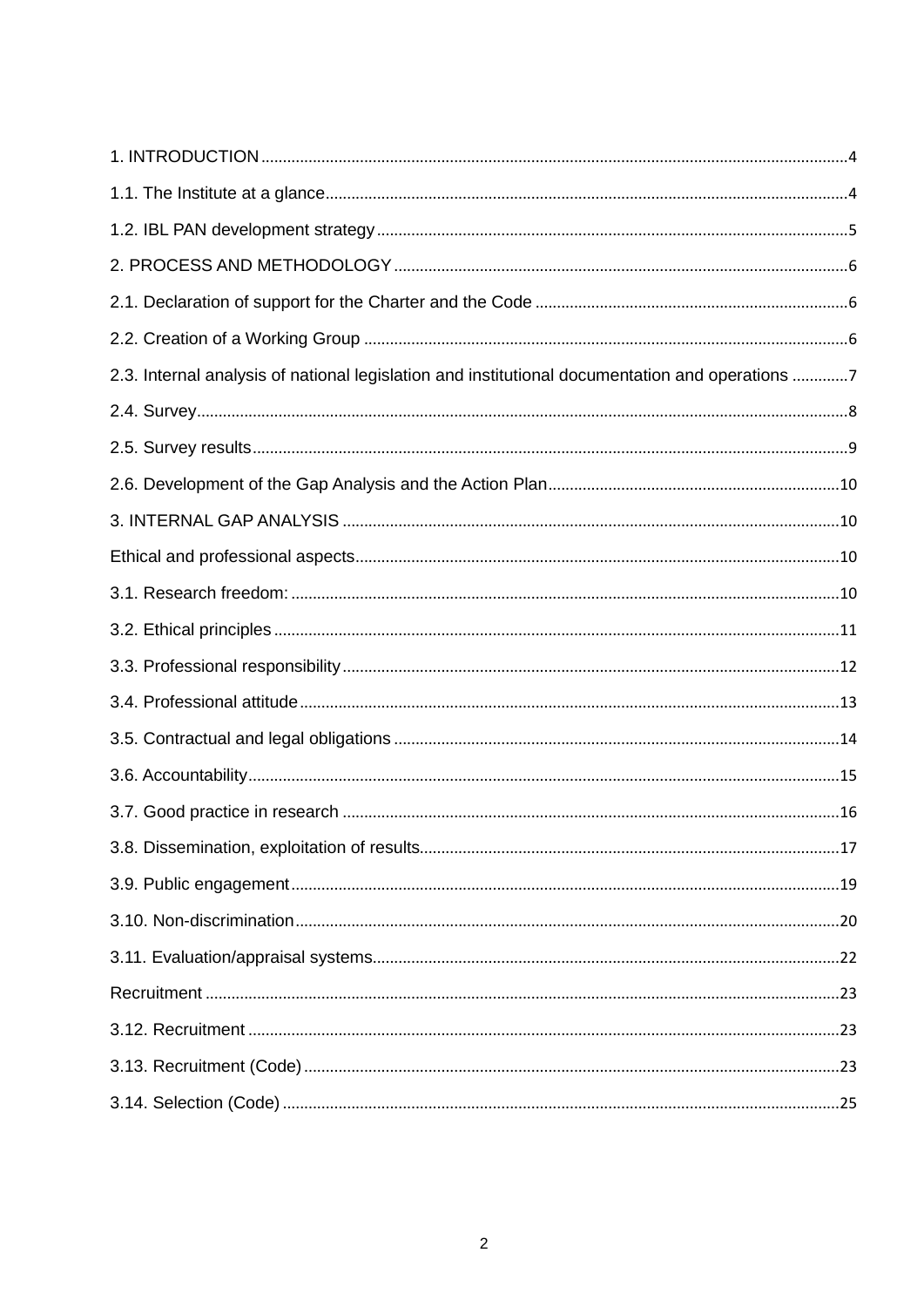1. INTRODUCTION ........................................................................................................................................ 4

1.1. The Institute at a glance ......................................................................................................................... 4

1.2. IBL PAN development strategy ............................................................................................................. 5

2. PROCESS AND METHODOLOGY ......................................................................................................... 6

2.1. Declaration of support for the Charter and the Code ......................................................................... 6

2.2. Creation of a Working Group ................................................................................................................ 6

2.3. Internal analysis of national legislation and institutional documentation and operations ............. 7

2.4. Survey ...................................................................................................................................................... 8

2.5. Survey results ......................................................................................................................................... 9

2.6. Development of the Gap Analysis and the Action Plan .................................................................... 10

3. INTERNAL GAP ANALYSIS ................................................................................................................... 10

Ethical and professional aspects ................................................................................................................ 10

3.1. Research freedom: ................................................................................................................................ 10

3.2. Ethical principles ................................................................................................................................... 11

3.3. Professional responsibility ................................................................................................................... 12

3.4. Professional attitude ............................................................................................................................. 13

3.5. Contractual and legal obligations ....................................................................................................... 14

3.6. Accountability ........................................................................................................................................ 15

3.7. Good practice in research .................................................................................................................... 16

3.8. Dissemination, exploitation of results ................................................................................................. 17

3.9. Public engagement ............................................................................................................................... 19

3.10. Non-discrimination .............................................................................................................................. 20

3.11. Evaluation/appraisal systems ............................................................................................................ 22

Recruitment .................................................................................................................................................. 23

3.12. Recruitment ......................................................................................................................................... 23

3.13. Recruitment (Code) ............................................................................................................................ 23

3.14. Selection (Code) ................................................................................................................................. 25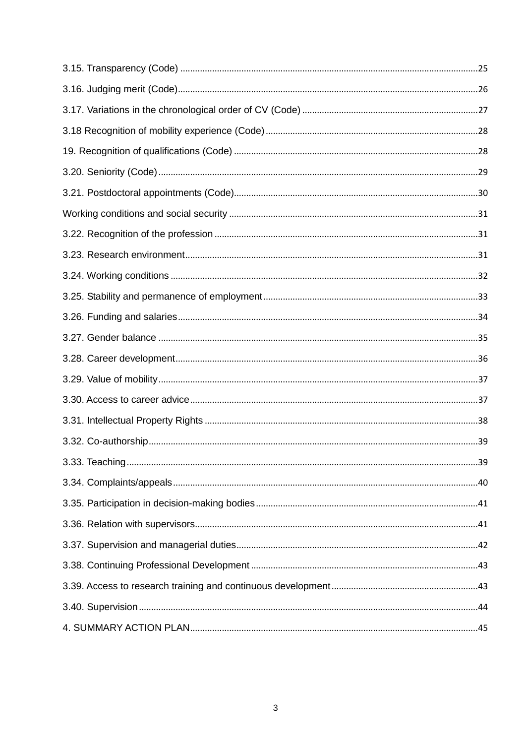3.15. Transparency (Code) ........................................................................................................................25

3.16. Judging merit (Code)........................................................................................................................26

3.17. Variations in the chronological order of CV (Code) .......................................................................27

3.18 Recognition of mobility experience (Code).....................................................................................28

19. Recognition of qualifications (Code) ..................................................................................................28

3.20. Seniority (Code)................................................................................................................................29

3.21. Postdoctoral appointments (Code)..................................................................................................30

Working conditions and social security ....................................................................................................31

3.22. Recognition of the profession ..........................................................................................................31

3.23. Research environment......................................................................................................................31

3.24. Working conditions ............................................................................................................................32

3.25. Stability and permanence of employment.......................................................................................33

3.26. Funding and salaries.........................................................................................................................34

3.27. Gender balance .................................................................................................................................35

3.28. Career development..........................................................................................................................36

3.29. Value of mobility.................................................................................................................................37

3.30. Access to career advice....................................................................................................................37

3.31. Intellectual Property Rights ..............................................................................................................38

3.32. Co-authorship.....................................................................................................................................39

3.33. Teaching.............................................................................................................................................39

3.34. Complaints/appeals...........................................................................................................................40

3.35. Participation in decision-making bodies.........................................................................................41

3.36. Relation with supervisors..................................................................................................................41

3.37. Supervision and managerial duties.................................................................................................42

3.38. Continuing Professional Development ...........................................................................................43

3.39. Access to research training and continuous development...........................................................43

3.40. Supervision.........................................................................................................................................44

4. SUMMARY ACTION PLAN.....................................................................................................................45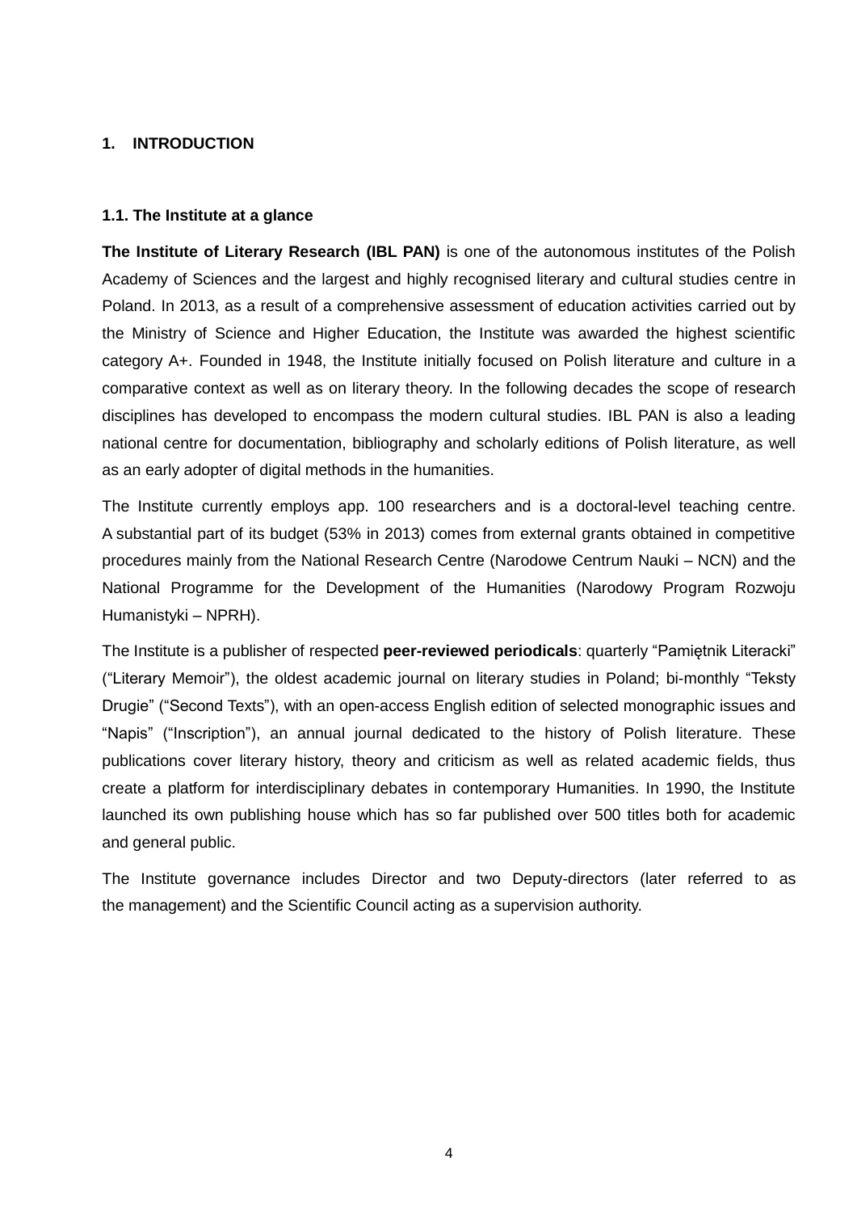# 1. INTRODUCTION

## 1.1. The Institute at a glance

**The Institute of Literary Research (IBL PAN)** is one of the autonomous institutes of the Polish Academy of Sciences and the largest and highly recognised literary and cultural studies centre in Poland. In 2013, as a result of a comprehensive assessment of education activities carried out by the Ministry of Science and Higher Education, the Institute was awarded the highest scientific category A+. Founded in 1948, the Institute initially focused on Polish literature and culture in a comparative context as well as on literary theory. In the following decades the scope of research disciplines has developed to encompass the modern cultural studies. IBL PAN is also a leading national centre for documentation, bibliography and scholarly editions of Polish literature, as well as an early adopter of digital methods in the humanities.

The Institute currently employs app. 100 researchers and is a doctoral-level teaching centre. A substantial part of its budget (53% in 2013) comes from external grants obtained in competitive procedures mainly from the National Research Centre (Narodowe Centrum Nauki – NCN) and the National Programme for the Development of the Humanities (Narodowy Program Rozwoju Humanistyki – NPRH).

The Institute is a publisher of respected **peer-reviewed periodicals**: quarterly "Pamiętnik Literacki" ("Literary Memoir"), the oldest academic journal on literary studies in Poland; bi-monthly "Teksty Drugie" ("Second Texts"), with an open-access English edition of selected monographic issues and "Napis" ("Inscription"), an annual journal dedicated to the history of Polish literature. These publications cover literary history, theory and criticism as well as related academic fields, thus create a platform for interdisciplinary debates in contemporary Humanities. In 1990, the Institute launched its own publishing house which has so far published over 500 titles both for academic and general public.

The Institute governance includes Director and two Deputy-directors (later referred to as the management) and the Scientific Council acting as a supervision authority.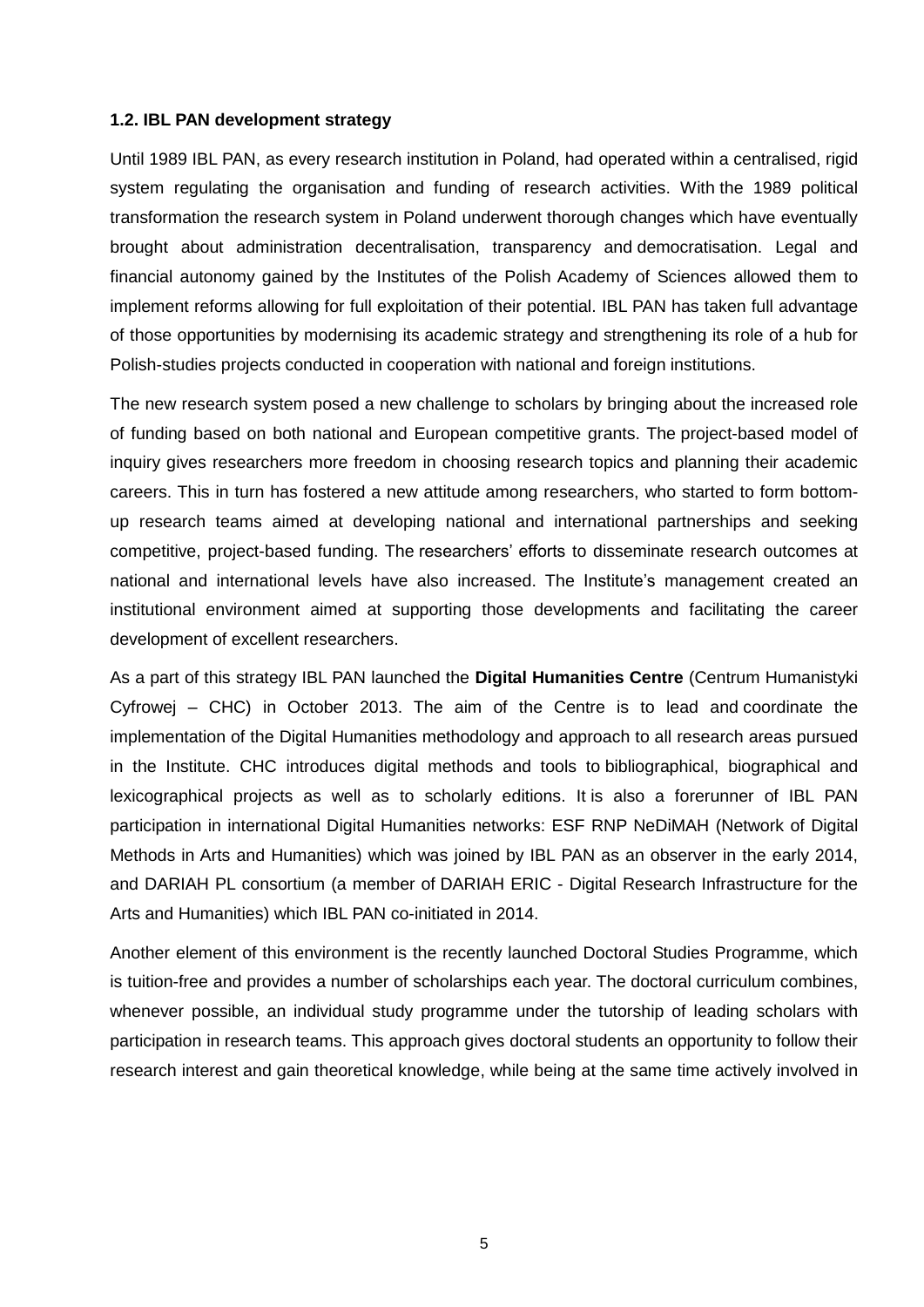### 1.2. IBL PAN development strategy

Until 1989 IBL PAN, as every research institution in Poland, had operated within a centralised, rigid system regulating the organisation and funding of research activities. With the 1989 political transformation the research system in Poland underwent thorough changes which have eventually brought about administration decentralisation, transparency and democratisation. Legal and financial autonomy gained by the Institutes of the Polish Academy of Sciences allowed them to implement reforms allowing for full exploitation of their potential. IBL PAN has taken full advantage of those opportunities by modernising its academic strategy and strengthening its role of a hub for Polish-studies projects conducted in cooperation with national and foreign institutions.

The new research system posed a new challenge to scholars by bringing about the increased role of funding based on both national and European competitive grants. The project-based model of inquiry gives researchers more freedom in choosing research topics and planning their academic careers. This in turn has fostered a new attitude among researchers, who started to form bottom-up research teams aimed at developing national and international partnerships and seeking competitive, project-based funding. The researchers' efforts to disseminate research outcomes at national and international levels have also increased. The Institute's management created an institutional environment aimed at supporting those developments and facilitating the career development of excellent researchers.

As a part of this strategy IBL PAN launched the **Digital Humanities Centre** (Centrum Humanistyki Cyfrowej – CHC) in October 2013. The aim of the Centre is to lead and coordinate the implementation of the Digital Humanities methodology and approach to all research areas pursued in the Institute. CHC introduces digital methods and tools to bibliographical, biographical and lexicographical projects as well as to scholarly editions. It is also a forerunner of IBL PAN participation in international Digital Humanities networks: ESF RNP NeDiMAH (Network of Digital Methods in Arts and Humanities) which was joined by IBL PAN as an observer in the early 2014, and DARIAH PL consortium (a member of DARIAH ERIC - Digital Research Infrastructure for the Arts and Humanities) which IBL PAN co-initiated in 2014.

Another element of this environment is the recently launched Doctoral Studies Programme, which is tuition-free and provides a number of scholarships each year. The doctoral curriculum combines, whenever possible, an individual study programme under the tutorship of leading scholars with participation in research teams. This approach gives doctoral students an opportunity to follow their research interest and gain theoretical knowledge, while being at the same time actively involved in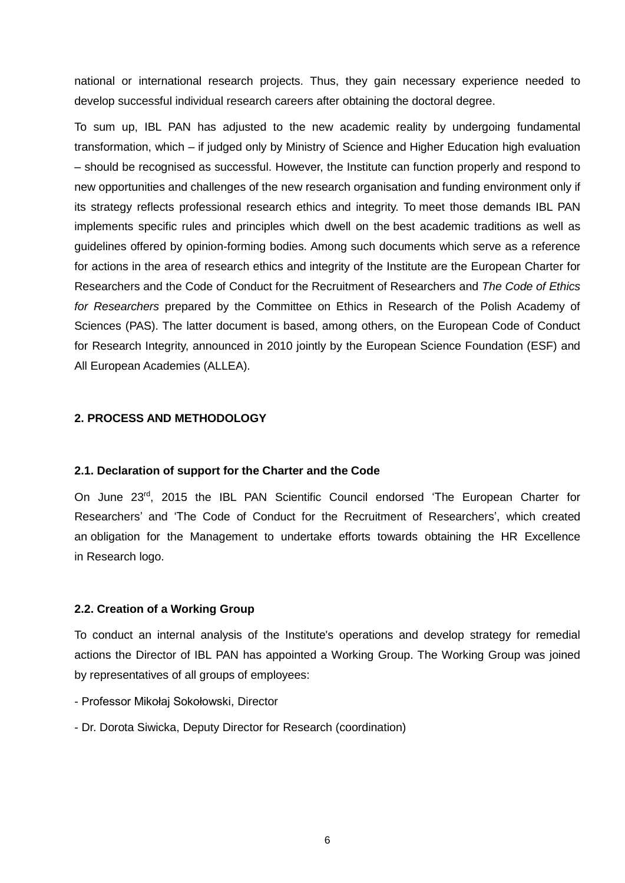national or international research projects. Thus, they gain necessary experience needed to develop successful individual research careers after obtaining the doctoral degree.

To sum up, IBL PAN has adjusted to the new academic reality by undergoing fundamental transformation, which – if judged only by Ministry of Science and Higher Education high evaluation – should be recognised as successful. However, the Institute can function properly and respond to new opportunities and challenges of the new research organisation and funding environment only if its strategy reflects professional research ethics and integrity. To meet those demands IBL PAN implements specific rules and principles which dwell on the best academic traditions as well as guidelines offered by opinion-forming bodies. Among such documents which serve as a reference for actions in the area of research ethics and integrity of the Institute are the European Charter for Researchers and the Code of Conduct for the Recruitment of Researchers and *The Code of Ethics for Researchers* prepared by the Committee on Ethics in Research of the Polish Academy of Sciences (PAS). The latter document is based, among others, on the European Code of Conduct for Research Integrity, announced in 2010 jointly by the European Science Foundation (ESF) and All European Academies (ALLEA).

## 2. PROCESS AND METHODOLOGY

### 2.1. Declaration of support for the Charter and the Code

On June 23rd, 2015 the IBL PAN Scientific Council endorsed 'The European Charter for Researchers' and 'The Code of Conduct for the Recruitment of Researchers', which created an obligation for the Management to undertake efforts towards obtaining the HR Excellence in Research logo.

### 2.2. Creation of a Working Group

To conduct an internal analysis of the Institute's operations and develop strategy for remedial actions the Director of IBL PAN has appointed a Working Group. The Working Group was joined by representatives of all groups of employees:

- Professor Mikołaj Sokołowski, Director
- Dr. Dorota Siwicka, Deputy Director for Research (coordination)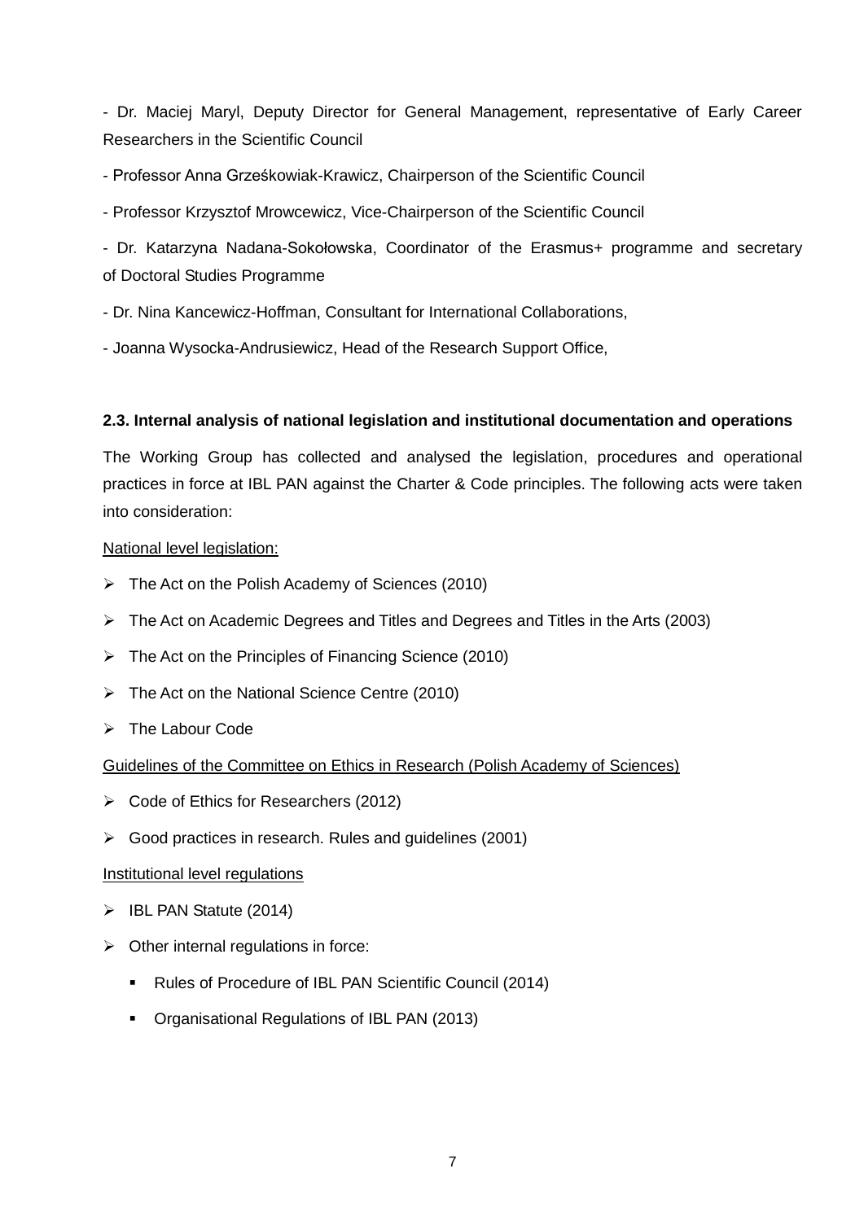- Dr. Maciej Maryl, Deputy Director for General Management, representative of Early Career Researchers in the Scientific Council

- Professor Anna Grześkowiak-Krawicz, Chairperson of the Scientific Council

- Professor Krzysztof Mrowcewicz, Vice-Chairperson of the Scientific Council

- Dr. Katarzyna Nadana-Sokołowska, Coordinator of the Erasmus+ programme and secretary of Doctoral Studies Programme

- Dr. Nina Kancewicz-Hoffman, Consultant for International Collaborations,

- Joanna Wysocka-Andrusiewicz, Head of the Research Support Office,

### 2.3. Internal analysis of national legislation and institutional documentation and operations

The Working Group has collected and analysed the legislation, procedures and operational practices in force at IBL PAN against the Charter & Code principles. The following acts were taken into consideration:

National level legislation:

- The Act on the Polish Academy of Sciences (2010)
- The Act on Academic Degrees and Titles and Degrees and Titles in the Arts (2003)
- The Act on the Principles of Financing Science (2010)
- The Act on the National Science Centre (2010)
- The Labour Code

Guidelines of the Committee on Ethics in Research (Polish Academy of Sciences)

- Code of Ethics for Researchers (2012)
- Good practices in research. Rules and guidelines (2001)

Institutional level regulations

- IBL PAN Statute (2014)
- Other internal regulations in force:
  - Rules of Procedure of IBL PAN Scientific Council (2014)
  - Organisational Regulations of IBL PAN (2013)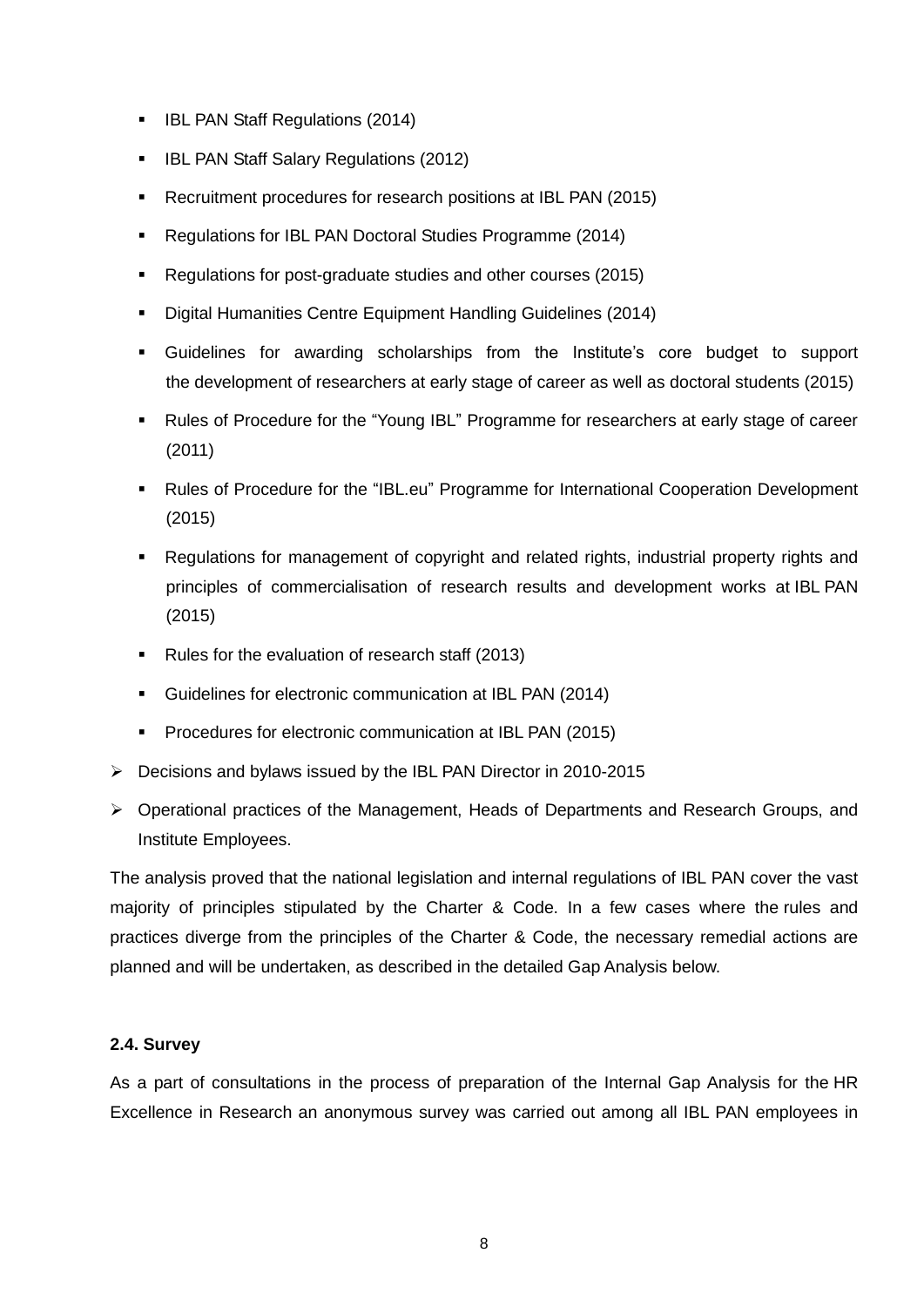- IBL PAN Staff Regulations (2014)
  - IBL PAN Staff Salary Regulations (2012)
  - Recruitment procedures for research positions at IBL PAN (2015)
  - Regulations for IBL PAN Doctoral Studies Programme (2014)
  - Regulations for post-graduate studies and other courses (2015)
  - Digital Humanities Centre Equipment Handling Guidelines (2014)
  - Guidelines for awarding scholarships from the Institute's core budget to support the development of researchers at early stage of career as well as doctoral students (2015)
  - Rules of Procedure for the "Young IBL" Programme for researchers at early stage of career (2011)
  - Rules of Procedure for the "IBL.eu" Programme for International Cooperation Development (2015)
  - Regulations for management of copyright and related rights, industrial property rights and principles of commercialisation of research results and development works at IBL PAN (2015)
  - Rules for the evaluation of research staff (2013)
  - Guidelines for electronic communication at IBL PAN (2014)
  - Procedures for electronic communication at IBL PAN (2015)
- Decisions and bylaws issued by the IBL PAN Director in 2010-2015
- Operational practices of the Management, Heads of Departments and Research Groups, and Institute Employees.

The analysis proved that the national legislation and internal regulations of IBL PAN cover the vast majority of principles stipulated by the Charter & Code. In a few cases where the rules and practices diverge from the principles of the Charter & Code, the necessary remedial actions are planned and will be undertaken, as described in the detailed Gap Analysis below.

**2.4. Survey**

As a part of consultations in the process of preparation of the Internal Gap Analysis for the HR Excellence in Research an anonymous survey was carried out among all IBL PAN employees in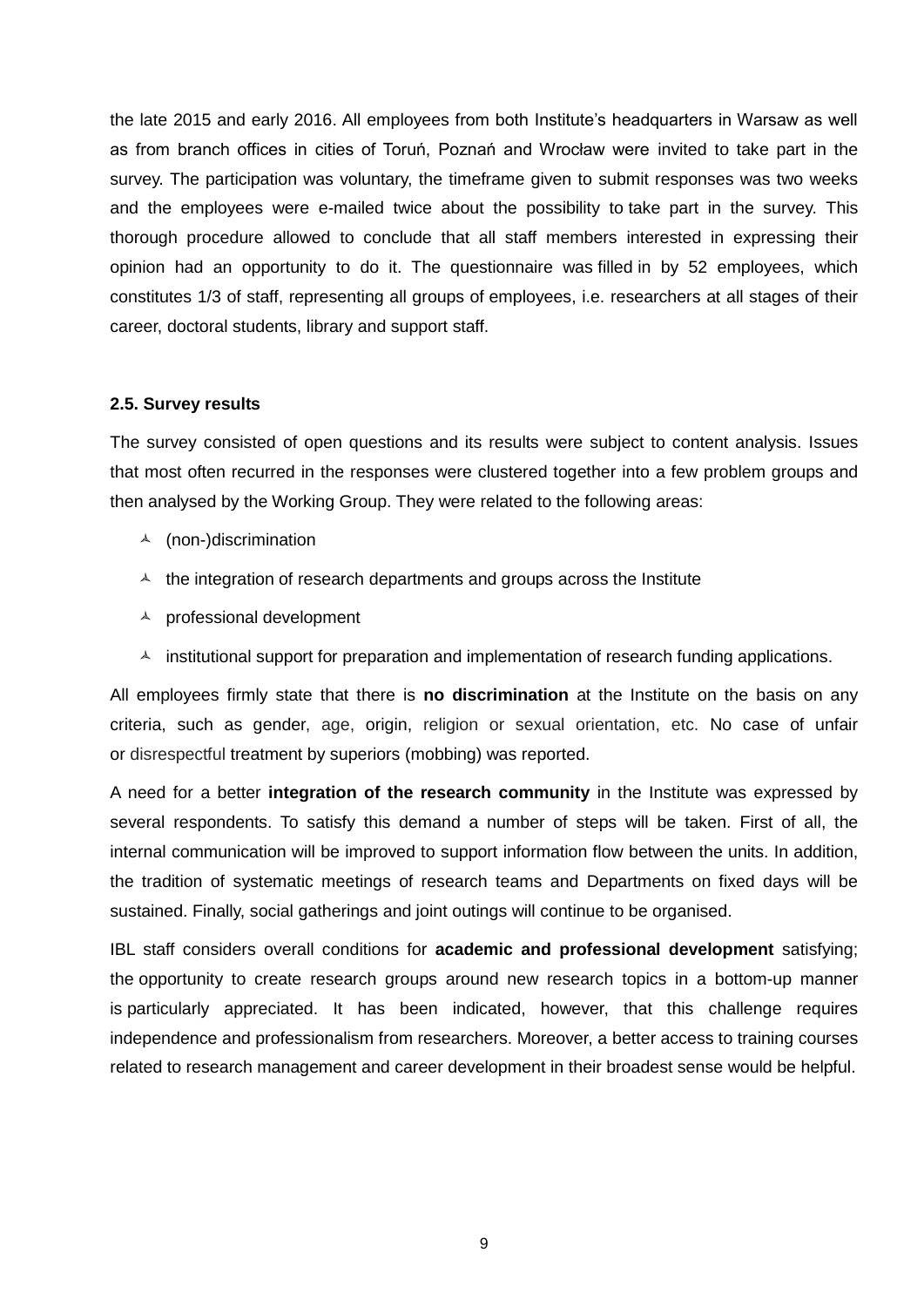the late 2015 and early 2016. All employees from both Institute's headquarters in Warsaw as well as from branch offices in cities of Toruń, Poznań and Wrocław were invited to take part in the survey. The participation was voluntary, the timeframe given to submit responses was two weeks and the employees were e-mailed twice about the possibility to take part in the survey. This thorough procedure allowed to conclude that all staff members interested in expressing their opinion had an opportunity to do it. The questionnaire was filled in by 52 employees, which constitutes 1/3 of staff, representing all groups of employees, i.e. researchers at all stages of their career, doctoral students, library and support staff.

#### 2.5. Survey results

The survey consisted of open questions and its results were subject to content analysis. Issues that most often recurred in the responses were clustered together into a few problem groups and then analysed by the Working Group. They were related to the following areas:

- (non-)discrimination
- the integration of research departments and groups across the Institute
- professional development
- institutional support for preparation and implementation of research funding applications.

All employees firmly state that there is **no discrimination** at the Institute on the basis on any criteria, such as gender, age, origin, religion or sexual orientation, etc. No case of unfair or disrespectful treatment by superiors (mobbing) was reported.

A need for a better **integration of the research community** in the Institute was expressed by several respondents. To satisfy this demand a number of steps will be taken. First of all, the internal communication will be improved to support information flow between the units. In addition, the tradition of systematic meetings of research teams and Departments on fixed days will be sustained. Finally, social gatherings and joint outings will continue to be organised.

IBL staff considers overall conditions for **academic and professional development** satisfying; the opportunity to create research groups around new research topics in a bottom-up manner is particularly appreciated. It has been indicated, however, that this challenge requires independence and professionalism from researchers. Moreover, a better access to training courses related to research management and career development in their broadest sense would be helpful.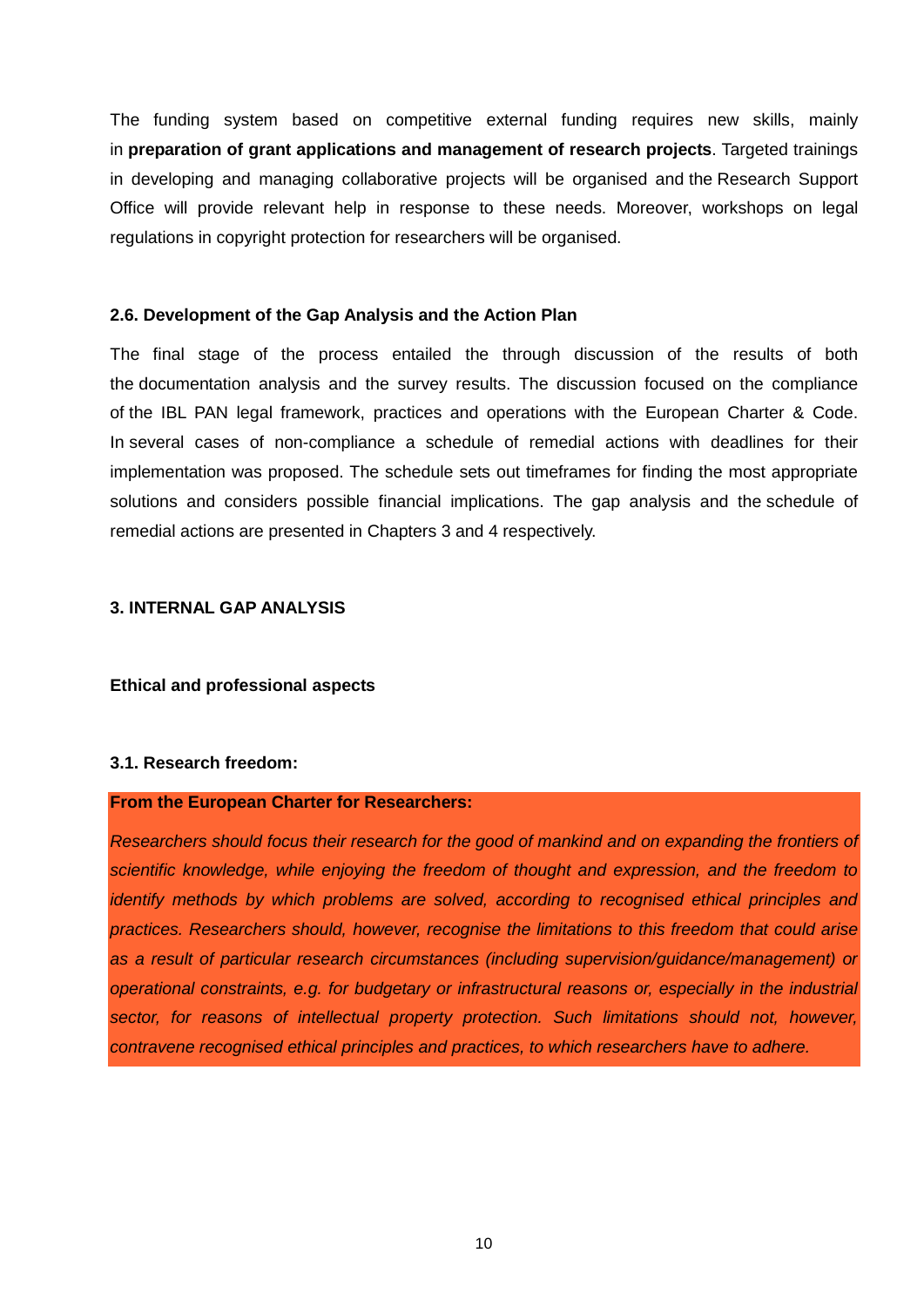The funding system based on competitive external funding requires new skills, mainly in **preparation of grant applications and management of research projects**. Targeted trainings in developing and managing collaborative projects will be organised and the Research Support Office will provide relevant help in response to these needs. Moreover, workshops on legal regulations in copyright protection for researchers will be organised.

### 2.6. Development of the Gap Analysis and the Action Plan

The final stage of the process entailed the through discussion of the results of both the documentation analysis and the survey results. The discussion focused on the compliance of the IBL PAN legal framework, practices and operations with the European Charter & Code. In several cases of non-compliance a schedule of remedial actions with deadlines for their implementation was proposed. The schedule sets out timeframes for finding the most appropriate solutions and considers possible financial implications. The gap analysis and the schedule of remedial actions are presented in Chapters 3 and 4 respectively.

## 3. INTERNAL GAP ANALYSIS

### Ethical and professional aspects

### 3.1. Research freedom:

**From the European Charter for Researchers:**

*Researchers should focus their research for the good of mankind and on expanding the frontiers of scientific knowledge, while enjoying the freedom of thought and expression, and the freedom to identify methods by which problems are solved, according to recognised ethical principles and practices. Researchers should, however, recognise the limitations to this freedom that could arise as a result of particular research circumstances (including supervision/guidance/management) or operational constraints, e.g. for budgetary or infrastructural reasons or, especially in the industrial sector, for reasons of intellectual property protection. Such limitations should not, however, contravene recognised ethical principles and practices, to which researchers have to adhere.*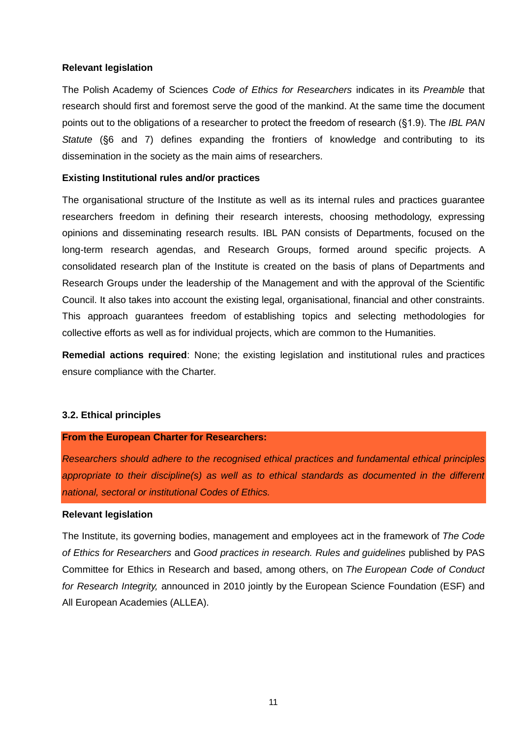**Relevant legislation**

The Polish Academy of Sciences *Code of Ethics for Researchers* indicates in its *Preamble* that research should first and foremost serve the good of the mankind. At the same time the document points out to the obligations of a researcher to protect the freedom of research (§1.9). The *IBL PAN Statute* (§6 and 7) defines expanding the frontiers of knowledge and contributing to its dissemination in the society as the main aims of researchers.

**Existing Institutional rules and/or practices**

The organisational structure of the Institute as well as its internal rules and practices guarantee researchers freedom in defining their research interests, choosing methodology, expressing opinions and disseminating research results. IBL PAN consists of Departments, focused on the long-term research agendas, and Research Groups, formed around specific projects. A consolidated research plan of the Institute is created on the basis of plans of Departments and Research Groups under the leadership of the Management and with the approval of the Scientific Council. It also takes into account the existing legal, organisational, financial and other constraints. This approach guarantees freedom of establishing topics and selecting methodologies for collective efforts as well as for individual projects, which are common to the Humanities.

**Remedial actions required**: None; the existing legislation and institutional rules and practices ensure compliance with the Charter.

**3.2. Ethical principles**

**From the European Charter for Researchers:**

*Researchers should adhere to the recognised ethical practices and fundamental ethical principles appropriate to their discipline(s) as well as to ethical standards as documented in the different national, sectoral or institutional Codes of Ethics.*

**Relevant legislation**

The Institute, its governing bodies, management and employees act in the framework of *The Code of Ethics for Researchers* and *Good practices in research. Rules and guidelines* published by PAS Committee for Ethics in Research and based, among others, on *The European Code of Conduct for Research Integrity,* announced in 2010 jointly by the European Science Foundation (ESF) and All European Academies (ALLEA).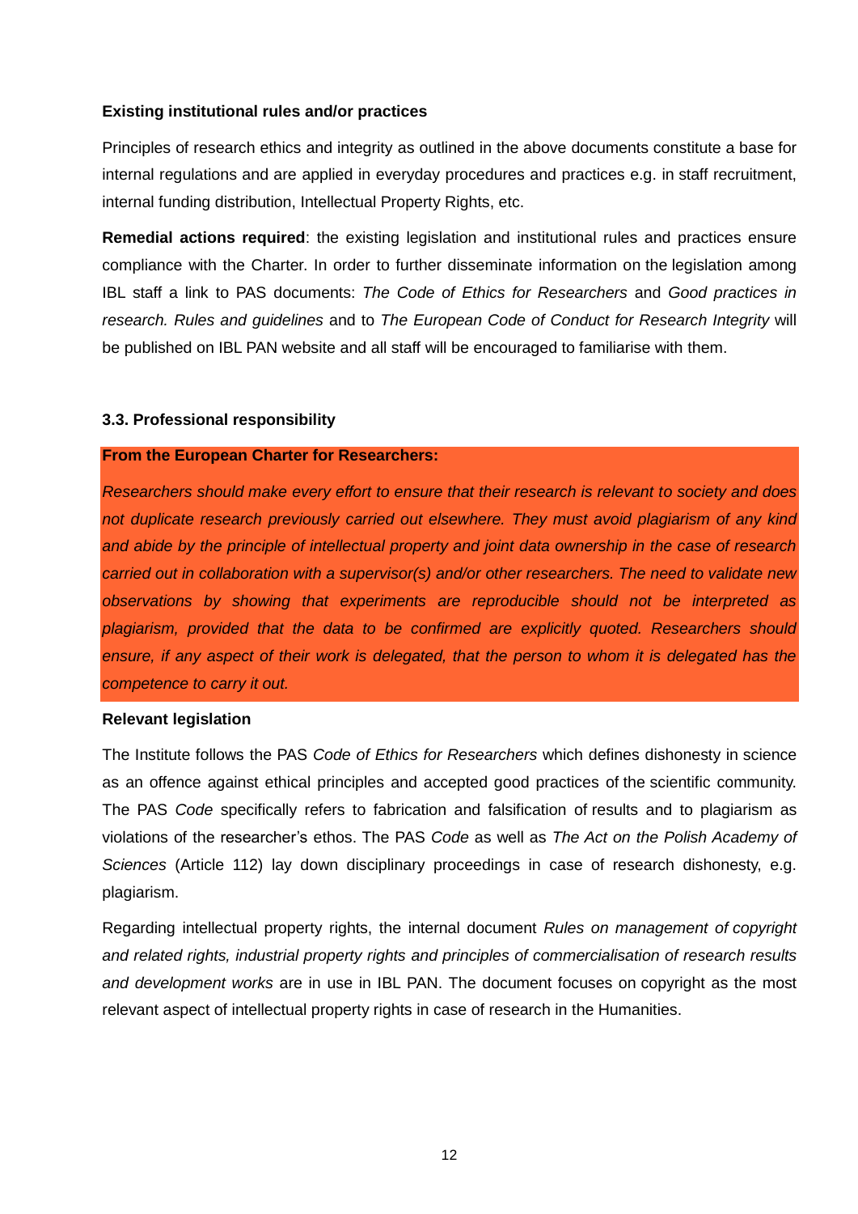**Existing institutional rules and/or practices**

Principles of research ethics and integrity as outlined in the above documents constitute a base for internal regulations and are applied in everyday procedures and practices e.g. in staff recruitment, internal funding distribution, Intellectual Property Rights, etc.

**Remedial actions required**: the existing legislation and institutional rules and practices ensure compliance with the Charter. In order to further disseminate information on the legislation among IBL staff a link to PAS documents: *The Code of Ethics for Researchers* and *Good practices in research. Rules and guidelines* and to *The European Code of Conduct for Research Integrity* will be published on IBL PAN website and all staff will be encouraged to familiarise with them.

### 3.3. Professional responsibility

**From the European Charter for Researchers:**

*Researchers should make every effort to ensure that their research is relevant to society and does not duplicate research previously carried out elsewhere. They must avoid plagiarism of any kind and abide by the principle of intellectual property and joint data ownership in the case of research carried out in collaboration with a supervisor(s) and/or other researchers. The need to validate new observations by showing that experiments are reproducible should not be interpreted as plagiarism, provided that the data to be confirmed are explicitly quoted. Researchers should ensure, if any aspect of their work is delegated, that the person to whom it is delegated has the competence to carry it out.*

**Relevant legislation**

The Institute follows the PAS *Code of Ethics for Researchers* which defines dishonesty in science as an offence against ethical principles and accepted good practices of the scientific community. The PAS *Code* specifically refers to fabrication and falsification of results and to plagiarism as violations of the researcher's ethos. The PAS *Code* as well as *The Act on the Polish Academy of Sciences* (Article 112) lay down disciplinary proceedings in case of research dishonesty, e.g. plagiarism.

Regarding intellectual property rights, the internal document *Rules on management of copyright and related rights, industrial property rights and principles of commercialisation of research results and development works* are in use in IBL PAN. The document focuses on copyright as the most relevant aspect of intellectual property rights in case of research in the Humanities.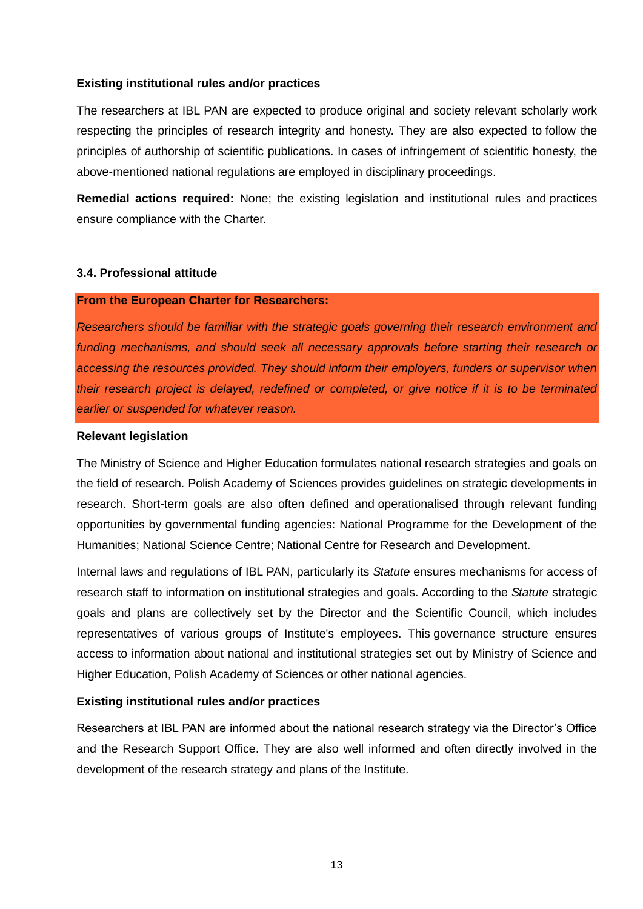**Existing institutional rules and/or practices**

The researchers at IBL PAN are expected to produce original and society relevant scholarly work respecting the principles of research integrity and honesty. They are also expected to follow the principles of authorship of scientific publications. In cases of infringement of scientific honesty, the above-mentioned national regulations are employed in disciplinary proceedings.

**Remedial actions required:** None; the existing legislation and institutional rules and practices ensure compliance with the Charter.

### 3.4. Professional attitude

**From the European Charter for Researchers:**

*Researchers should be familiar with the strategic goals governing their research environment and funding mechanisms, and should seek all necessary approvals before starting their research or accessing the resources provided. They should inform their employers, funders or supervisor when their research project is delayed, redefined or completed, or give notice if it is to be terminated earlier or suspended for whatever reason.*

**Relevant legislation**

The Ministry of Science and Higher Education formulates national research strategies and goals on the field of research. Polish Academy of Sciences provides guidelines on strategic developments in research. Short-term goals are also often defined and operationalised through relevant funding opportunities by governmental funding agencies: National Programme for the Development of the Humanities; National Science Centre; National Centre for Research and Development.

Internal laws and regulations of IBL PAN, particularly its *Statute* ensures mechanisms for access of research staff to information on institutional strategies and goals. According to the *Statute* strategic goals and plans are collectively set by the Director and the Scientific Council, which includes representatives of various groups of Institute's employees. This governance structure ensures access to information about national and institutional strategies set out by Ministry of Science and Higher Education, Polish Academy of Sciences or other national agencies.

**Existing institutional rules and/or practices**

Researchers at IBL PAN are informed about the national research strategy via the Director's Office and the Research Support Office. They are also well informed and often directly involved in the development of the research strategy and plans of the Institute.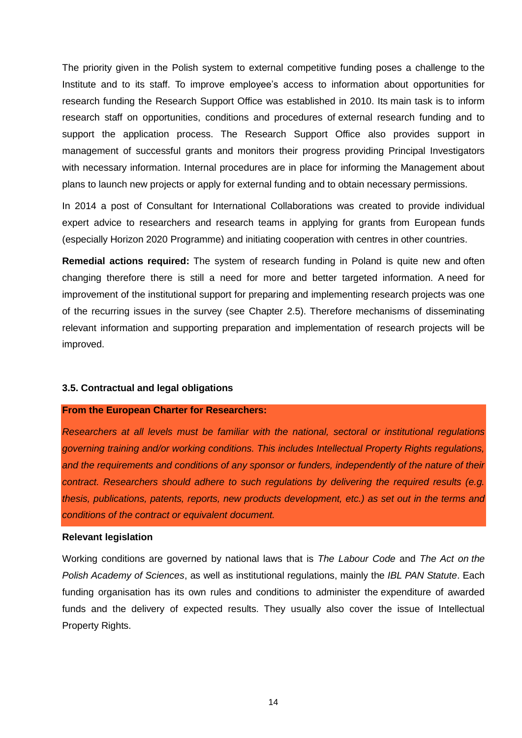The priority given in the Polish system to external competitive funding poses a challenge to the Institute and to its staff. To improve employee's access to information about opportunities for research funding the Research Support Office was established in 2010. Its main task is to inform research staff on opportunities, conditions and procedures of external research funding and to support the application process. The Research Support Office also provides support in management of successful grants and monitors their progress providing Principal Investigators with necessary information. Internal procedures are in place for informing the Management about plans to launch new projects or apply for external funding and to obtain necessary permissions.

In 2014 a post of Consultant for International Collaborations was created to provide individual expert advice to researchers and research teams in applying for grants from European funds (especially Horizon 2020 Programme) and initiating cooperation with centres in other countries.

**Remedial actions required:** The system of research funding in Poland is quite new and often changing therefore there is still a need for more and better targeted information. A need for improvement of the institutional support for preparing and implementing research projects was one of the recurring issues in the survey (see Chapter 2.5). Therefore mechanisms of disseminating relevant information and supporting preparation and implementation of research projects will be improved.

### 3.5. Contractual and legal obligations

**From the European Charter for Researchers:**

*Researchers at all levels must be familiar with the national, sectoral or institutional regulations governing training and/or working conditions. This includes Intellectual Property Rights regulations, and the requirements and conditions of any sponsor or funders, independently of the nature of their contract. Researchers should adhere to such regulations by delivering the required results (e.g. thesis, publications, patents, reports, new products development, etc.) as set out in the terms and conditions of the contract or equivalent document.*

**Relevant legislation**

Working conditions are governed by national laws that is *The Labour Code* and *The Act on the Polish Academy of Sciences*, as well as institutional regulations, mainly the *IBL PAN Statute*. Each funding organisation has its own rules and conditions to administer the expenditure of awarded funds and the delivery of expected results. They usually also cover the issue of Intellectual Property Rights.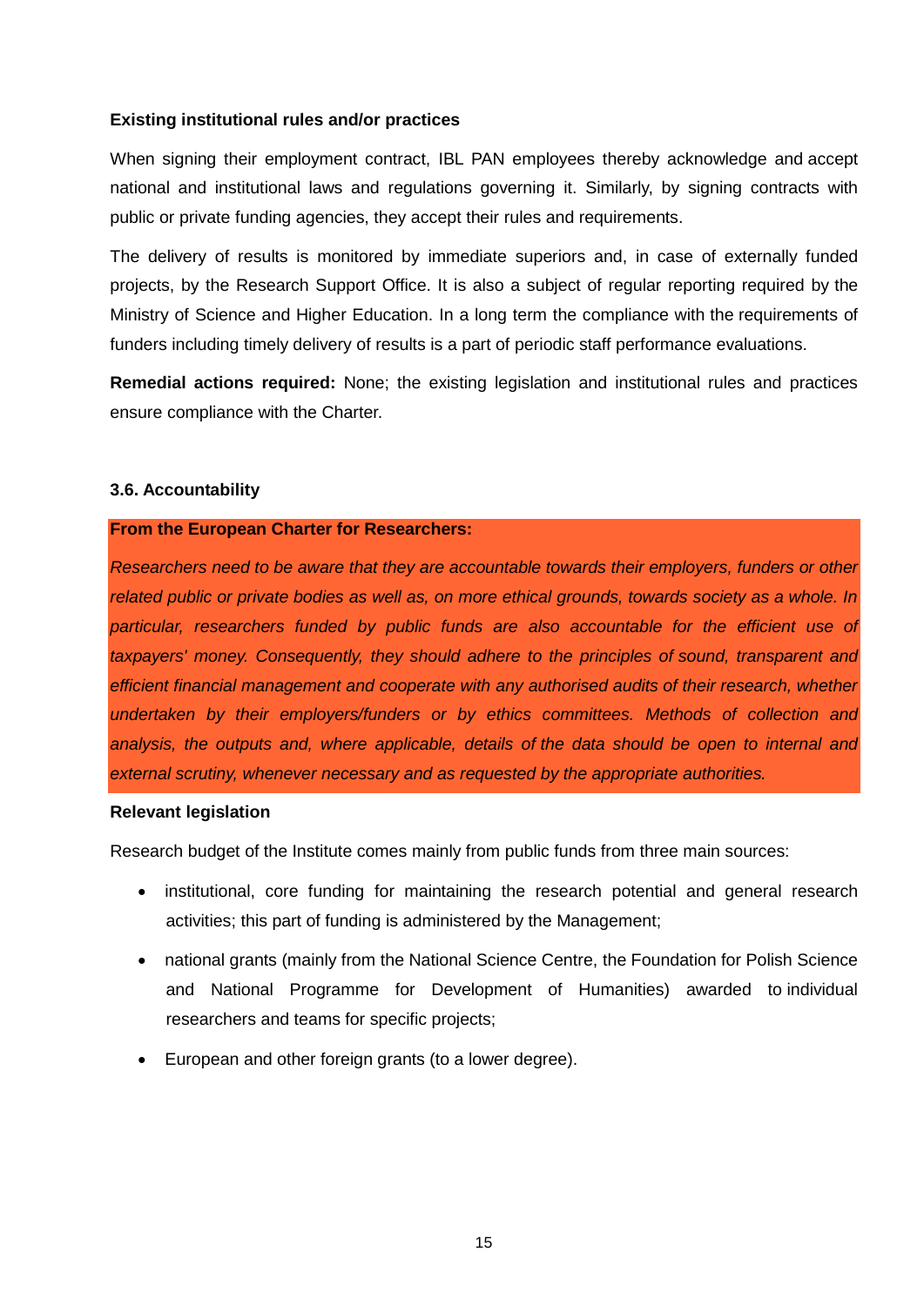**Existing institutional rules and/or practices**

When signing their employment contract, IBL PAN employees thereby acknowledge and accept national and institutional laws and regulations governing it. Similarly, by signing contracts with public or private funding agencies, they accept their rules and requirements.

The delivery of results is monitored by immediate superiors and, in case of externally funded projects, by the Research Support Office. It is also a subject of regular reporting required by the Ministry of Science and Higher Education. In a long term the compliance with the requirements of funders including timely delivery of results is a part of periodic staff performance evaluations.

**Remedial actions required:** None; the existing legislation and institutional rules and practices ensure compliance with the Charter.

### 3.6. Accountability

**From the European Charter for Researchers:**

*Researchers need to be aware that they are accountable towards their employers, funders or other related public or private bodies as well as, on more ethical grounds, towards society as a whole. In particular, researchers funded by public funds are also accountable for the efficient use of taxpayers' money. Consequently, they should adhere to the principles of sound, transparent and efficient financial management and cooperate with any authorised audits of their research, whether undertaken by their employers/funders or by ethics committees. Methods of collection and analysis, the outputs and, where applicable, details of the data should be open to internal and external scrutiny, whenever necessary and as requested by the appropriate authorities.*

**Relevant legislation**

Research budget of the Institute comes mainly from public funds from three main sources:

- institutional, core funding for maintaining the research potential and general research activities; this part of funding is administered by the Management;
- national grants (mainly from the National Science Centre, the Foundation for Polish Science and National Programme for Development of Humanities) awarded to individual researchers and teams for specific projects;
- European and other foreign grants (to a lower degree).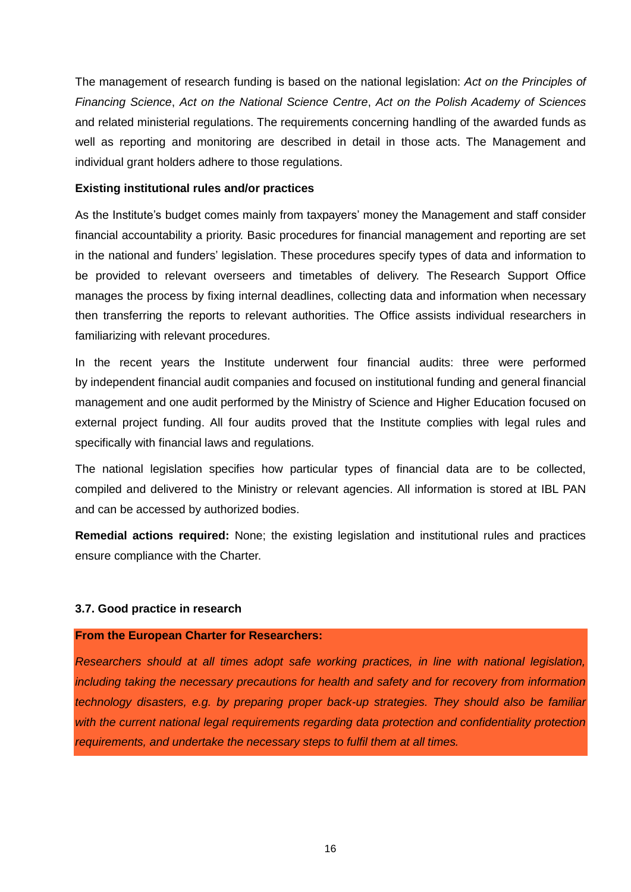The management of research funding is based on the national legislation: *Act on the Principles of Financing Science*, *Act on the National Science Centre*, *Act on the Polish Academy of Sciences* and related ministerial regulations. The requirements concerning handling of the awarded funds as well as reporting and monitoring are described in detail in those acts. The Management and individual grant holders adhere to those regulations.

**Existing institutional rules and/or practices**

As the Institute's budget comes mainly from taxpayers' money the Management and staff consider financial accountability a priority. Basic procedures for financial management and reporting are set in the national and funders' legislation. These procedures specify types of data and information to be provided to relevant overseers and timetables of delivery. The Research Support Office manages the process by fixing internal deadlines, collecting data and information when necessary then transferring the reports to relevant authorities. The Office assists individual researchers in familiarizing with relevant procedures.

In the recent years the Institute underwent four financial audits: three were performed by independent financial audit companies and focused on institutional funding and general financial management and one audit performed by the Ministry of Science and Higher Education focused on external project funding. All four audits proved that the Institute complies with legal rules and specifically with financial laws and regulations.

The national legislation specifies how particular types of financial data are to be collected, compiled and delivered to the Ministry or relevant agencies. All information is stored at IBL PAN and can be accessed by authorized bodies.

**Remedial actions required:** None; the existing legislation and institutional rules and practices ensure compliance with the Charter.

### 3.7. Good practice in research

**From the European Charter for Researchers:**

*Researchers should at all times adopt safe working practices, in line with national legislation, including taking the necessary precautions for health and safety and for recovery from information technology disasters, e.g. by preparing proper back-up strategies. They should also be familiar with the current national legal requirements regarding data protection and confidentiality protection requirements, and undertake the necessary steps to fulfil them at all times.*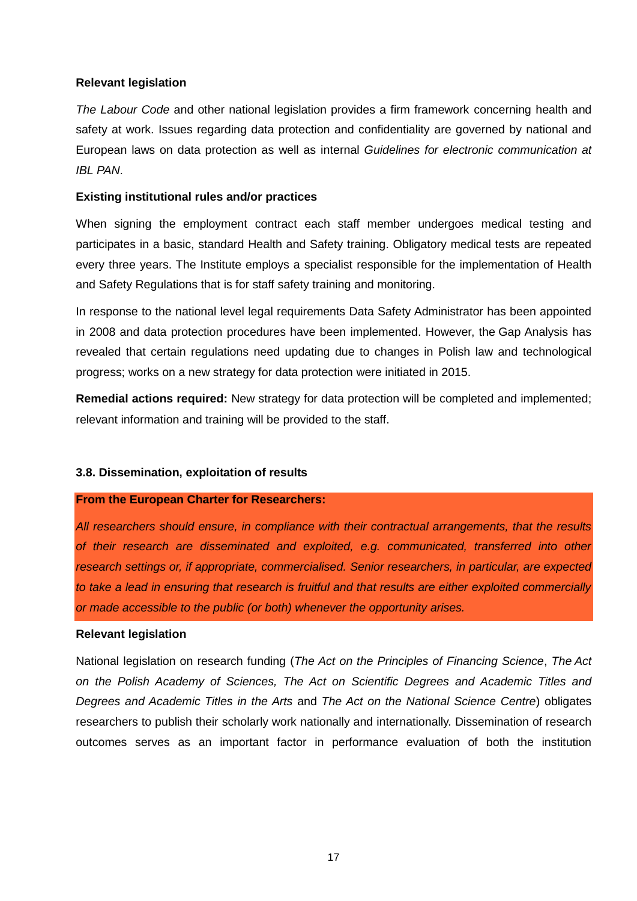**Relevant legislation**

*The Labour Code* and other national legislation provides a firm framework concerning health and safety at work. Issues regarding data protection and confidentiality are governed by national and European laws on data protection as well as internal *Guidelines for electronic communication at IBL PAN*.

**Existing institutional rules and/or practices**

When signing the employment contract each staff member undergoes medical testing and participates in a basic, standard Health and Safety training. Obligatory medical tests are repeated every three years. The Institute employs a specialist responsible for the implementation of Health and Safety Regulations that is for staff safety training and monitoring.

In response to the national level legal requirements Data Safety Administrator has been appointed in 2008 and data protection procedures have been implemented. However, the Gap Analysis has revealed that certain regulations need updating due to changes in Polish law and technological progress; works on a new strategy for data protection were initiated in 2015.

**Remedial actions required:** New strategy for data protection will be completed and implemented; relevant information and training will be provided to the staff.

### 3.8. Dissemination, exploitation of results

**From the European Charter for Researchers:**

*All researchers should ensure, in compliance with their contractual arrangements, that the results of their research are disseminated and exploited, e.g. communicated, transferred into other research settings or, if appropriate, commercialised. Senior researchers, in particular, are expected to take a lead in ensuring that research is fruitful and that results are either exploited commercially or made accessible to the public (or both) whenever the opportunity arises.*

**Relevant legislation**

National legislation on research funding (*The Act on the Principles of Financing Science*, *The Act on the Polish Academy of Sciences, The Act on Scientific Degrees and Academic Titles and Degrees and Academic Titles in the Arts* and *The Act on the National Science Centre*) obligates researchers to publish their scholarly work nationally and internationally. Dissemination of research outcomes serves as an important factor in performance evaluation of both the institution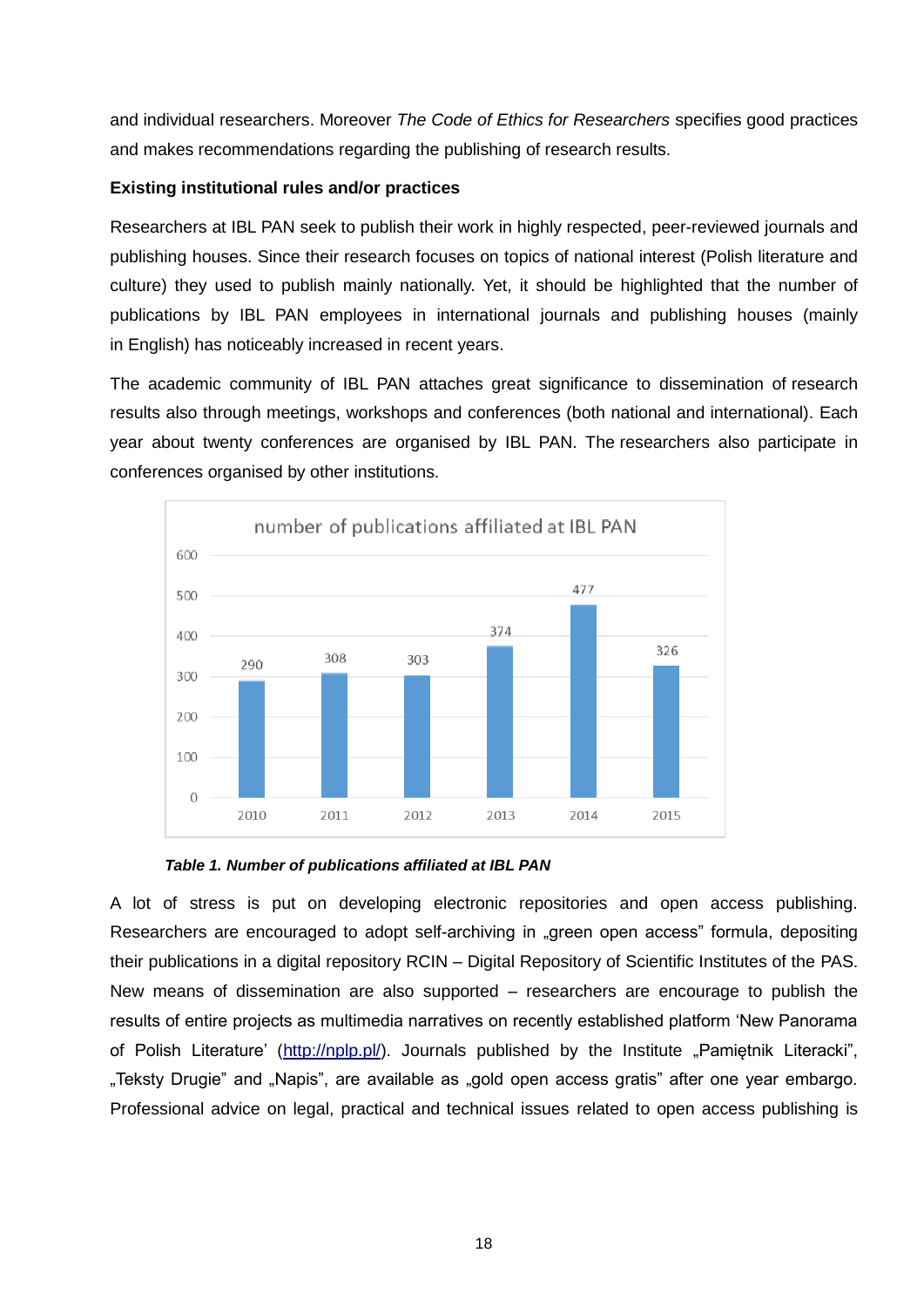and individual researchers. Moreover *The Code of Ethics for Researchers* specifies good practices and makes recommendations regarding the publishing of research results.

**Existing institutional rules and/or practices**

Researchers at IBL PAN seek to publish their work in highly respected, peer-reviewed journals and publishing houses. Since their research focuses on topics of national interest (Polish literature and culture) they used to publish mainly nationally. Yet, it should be highlighted that the number of publications by IBL PAN employees in international journals and publishing houses (mainly in English) has noticeably increased in recent years.

The academic community of IBL PAN attaches great significance to dissemination of research results also through meetings, workshops and conferences (both national and international). Each year about twenty conferences are organised by IBL PAN. The researchers also participate in conferences organised by other institutions.

number of publications affiliated at IBL PAN

| 2010 | 2011 | 2012 | 2013 | 2014 | 2015 |
|---|---|---|---|---|---|
| 290 | 308 | 303 | 374 | 477 | 326 |

***Table 1. Number of publications affiliated at IBL PAN***

A lot of stress is put on developing electronic repositories and open access publishing. Researchers are encouraged to adopt self-archiving in „green open access" formula, depositing their publications in a digital repository RCIN – Digital Repository of Scientific Institutes of the PAS. New means of dissemination are also supported – researchers are encourage to publish the results of entire projects as multimedia narratives on recently established platform 'New Panorama of Polish Literature' (http://nplp.pl/). Journals published by the Institute „Pamiętnik Literacki", „Teksty Drugie" and „Napis", are available as „gold open access gratis" after one year embargo. Professional advice on legal, practical and technical issues related to open access publishing is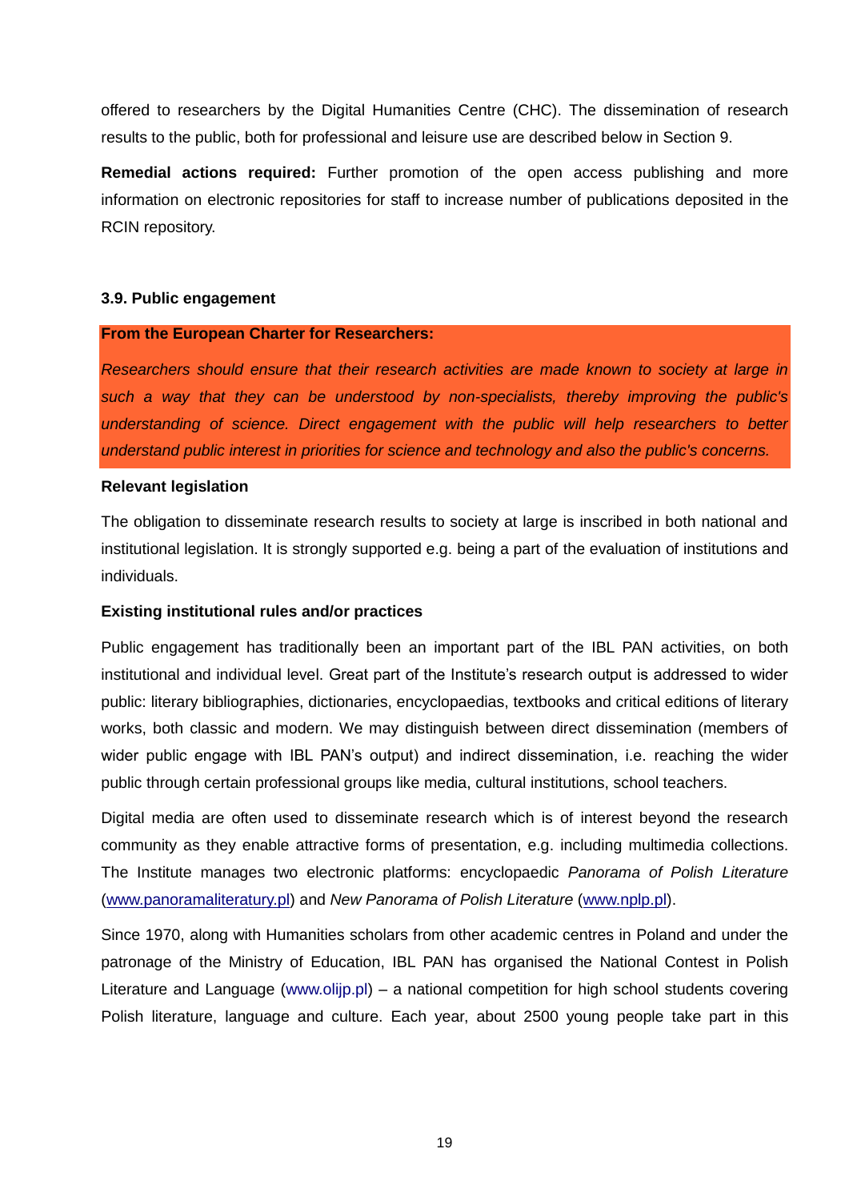offered to researchers by the Digital Humanities Centre (CHC). The dissemination of research results to the public, both for professional and leisure use are described below in Section 9.

**Remedial actions required:** Further promotion of the open access publishing and more information on electronic repositories for staff to increase number of publications deposited in the RCIN repository.

### 3.9. Public engagement

**From the European Charter for Researchers:**

*Researchers should ensure that their research activities are made known to society at large in such a way that they can be understood by non-specialists, thereby improving the public's understanding of science. Direct engagement with the public will help researchers to better understand public interest in priorities for science and technology and also the public's concerns.*

**Relevant legislation**

The obligation to disseminate research results to society at large is inscribed in both national and institutional legislation. It is strongly supported e.g. being a part of the evaluation of institutions and individuals.

**Existing institutional rules and/or practices**

Public engagement has traditionally been an important part of the IBL PAN activities, on both institutional and individual level. Great part of the Institute's research output is addressed to wider public: literary bibliographies, dictionaries, encyclopaedias, textbooks and critical editions of literary works, both classic and modern. We may distinguish between direct dissemination (members of wider public engage with IBL PAN's output) and indirect dissemination, i.e. reaching the wider public through certain professional groups like media, cultural institutions, school teachers.

Digital media are often used to disseminate research which is of interest beyond the research community as they enable attractive forms of presentation, e.g. including multimedia collections. The Institute manages two electronic platforms: encyclopaedic *Panorama of Polish Literature* (www.panoramaliteratury.pl) and *New Panorama of Polish Literature* (www.nplp.pl).

Since 1970, along with Humanities scholars from other academic centres in Poland and under the patronage of the Ministry of Education, IBL PAN has organised the National Contest in Polish Literature and Language (www.olijp.pl) – a national competition for high school students covering Polish literature, language and culture. Each year, about 2500 young people take part in this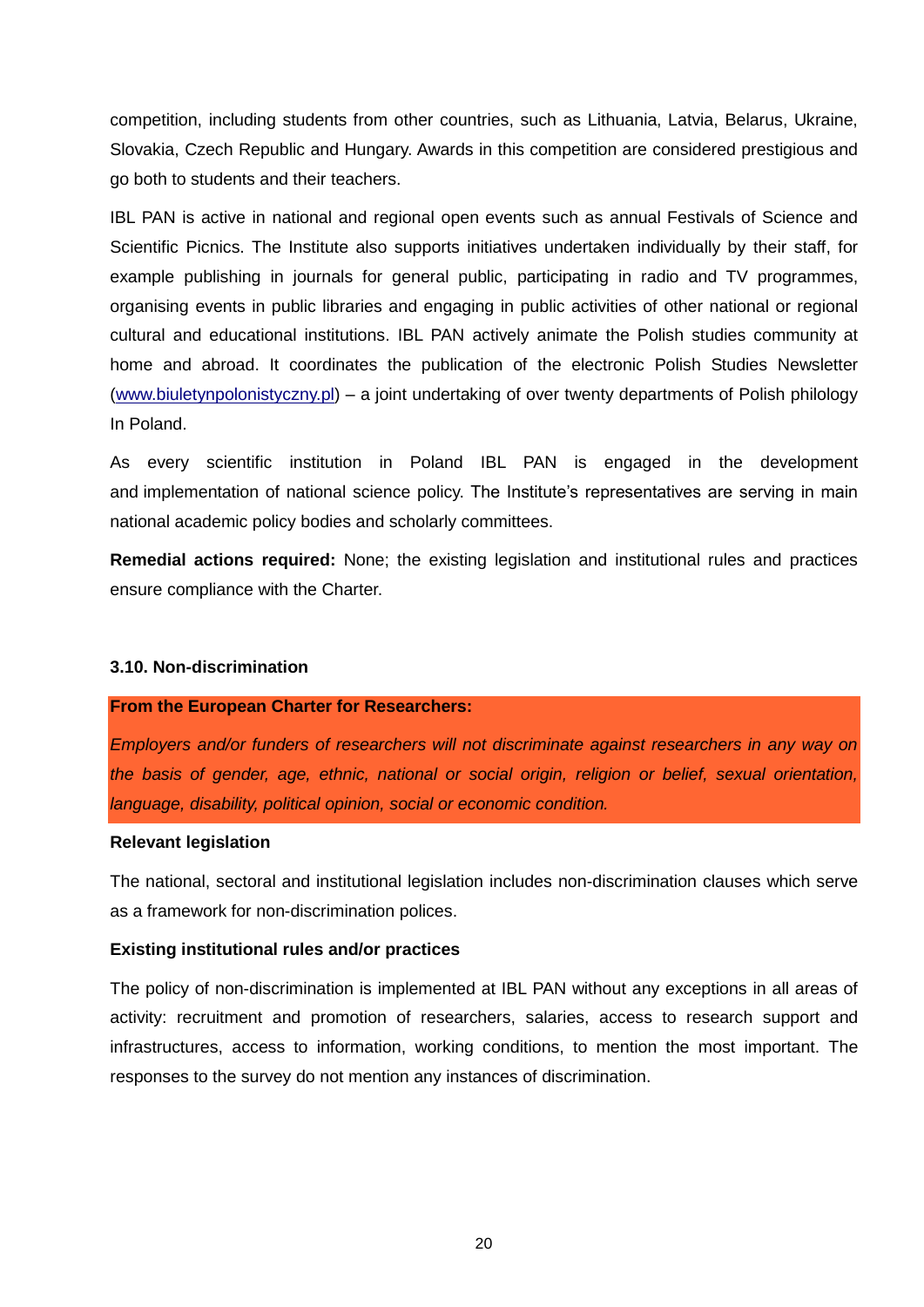competition, including students from other countries, such as Lithuania, Latvia, Belarus, Ukraine, Slovakia, Czech Republic and Hungary. Awards in this competition are considered prestigious and go both to students and their teachers.

IBL PAN is active in national and regional open events such as annual Festivals of Science and Scientific Picnics. The Institute also supports initiatives undertaken individually by their staff, for example publishing in journals for general public, participating in radio and TV programmes, organising events in public libraries and engaging in public activities of other national or regional cultural and educational institutions. IBL PAN actively animate the Polish studies community at home and abroad. It coordinates the publication of the electronic Polish Studies Newsletter (www.biuletynpolonistyczny.pl) – a joint undertaking of over twenty departments of Polish philology In Poland.

As every scientific institution in Poland IBL PAN is engaged in the development and implementation of national science policy. The Institute's representatives are serving in main national academic policy bodies and scholarly committees.

**Remedial actions required:** None; the existing legislation and institutional rules and practices ensure compliance with the Charter.

#### 3.10. Non-discrimination

**From the European Charter for Researchers:**

*Employers and/or funders of researchers will not discriminate against researchers in any way on the basis of gender, age, ethnic, national or social origin, religion or belief, sexual orientation, language, disability, political opinion, social or economic condition.*

**Relevant legislation**

The national, sectoral and institutional legislation includes non-discrimination clauses which serve as a framework for non-discrimination polices.

**Existing institutional rules and/or practices**

The policy of non-discrimination is implemented at IBL PAN without any exceptions in all areas of activity: recruitment and promotion of researchers, salaries, access to research support and infrastructures, access to information, working conditions, to mention the most important. The responses to the survey do not mention any instances of discrimination.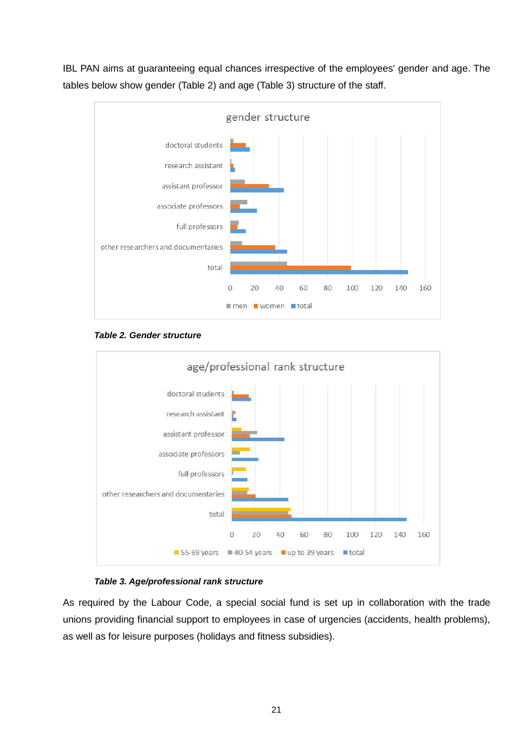IBL PAN aims at guaranteeing equal chances irrespective of the employees' gender and age. The tables below show gender (Table 2) and age (Table 3) structure of the staff.

*Table 2. Gender structure*

*Table 3. Age/professional rank structure*

As required by the Labour Code, a special social fund is set up in collaboration with the trade unions providing financial support to employees in case of urgencies (accidents, health problems), as well as for leisure purposes (holidays and fitness subsidies).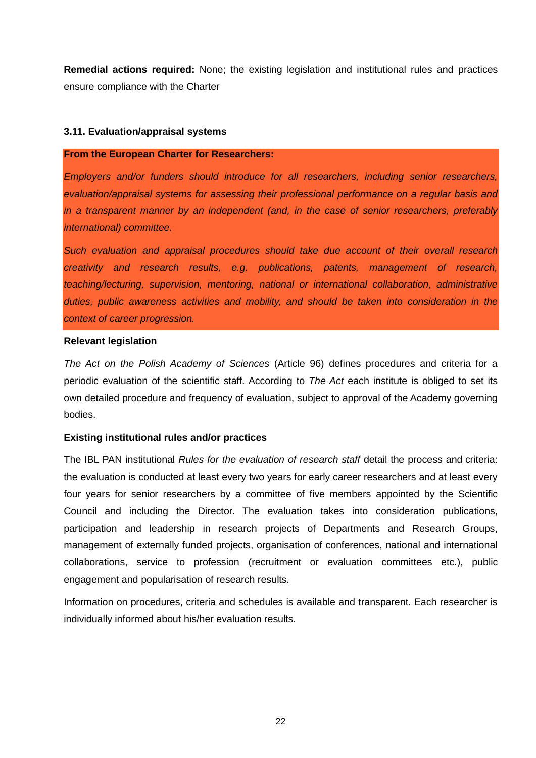**Remedial actions required:** None; the existing legislation and institutional rules and practices ensure compliance with the Charter

### 3.11. Evaluation/appraisal systems

**From the European Charter for Researchers:**

*Employers and/or funders should introduce for all researchers, including senior researchers, evaluation/appraisal systems for assessing their professional performance on a regular basis and in a transparent manner by an independent (and, in the case of senior researchers, preferably international) committee.*

*Such evaluation and appraisal procedures should take due account of their overall research creativity and research results, e.g. publications, patents, management of research, teaching/lecturing, supervision, mentoring, national or international collaboration, administrative duties, public awareness activities and mobility, and should be taken into consideration in the context of career progression.*

**Relevant legislation**

*The Act on the Polish Academy of Sciences* (Article 96) defines procedures and criteria for a periodic evaluation of the scientific staff. According to *The Act* each institute is obliged to set its own detailed procedure and frequency of evaluation, subject to approval of the Academy governing bodies.

**Existing institutional rules and/or practices**

The IBL PAN institutional *Rules for the evaluation of research staff* detail the process and criteria: the evaluation is conducted at least every two years for early career researchers and at least every four years for senior researchers by a committee of five members appointed by the Scientific Council and including the Director. The evaluation takes into consideration publications, participation and leadership in research projects of Departments and Research Groups, management of externally funded projects, organisation of conferences, national and international collaborations, service to profession (recruitment or evaluation committees etc.), public engagement and popularisation of research results.

Information on procedures, criteria and schedules is available and transparent. Each researcher is individually informed about his/her evaluation results.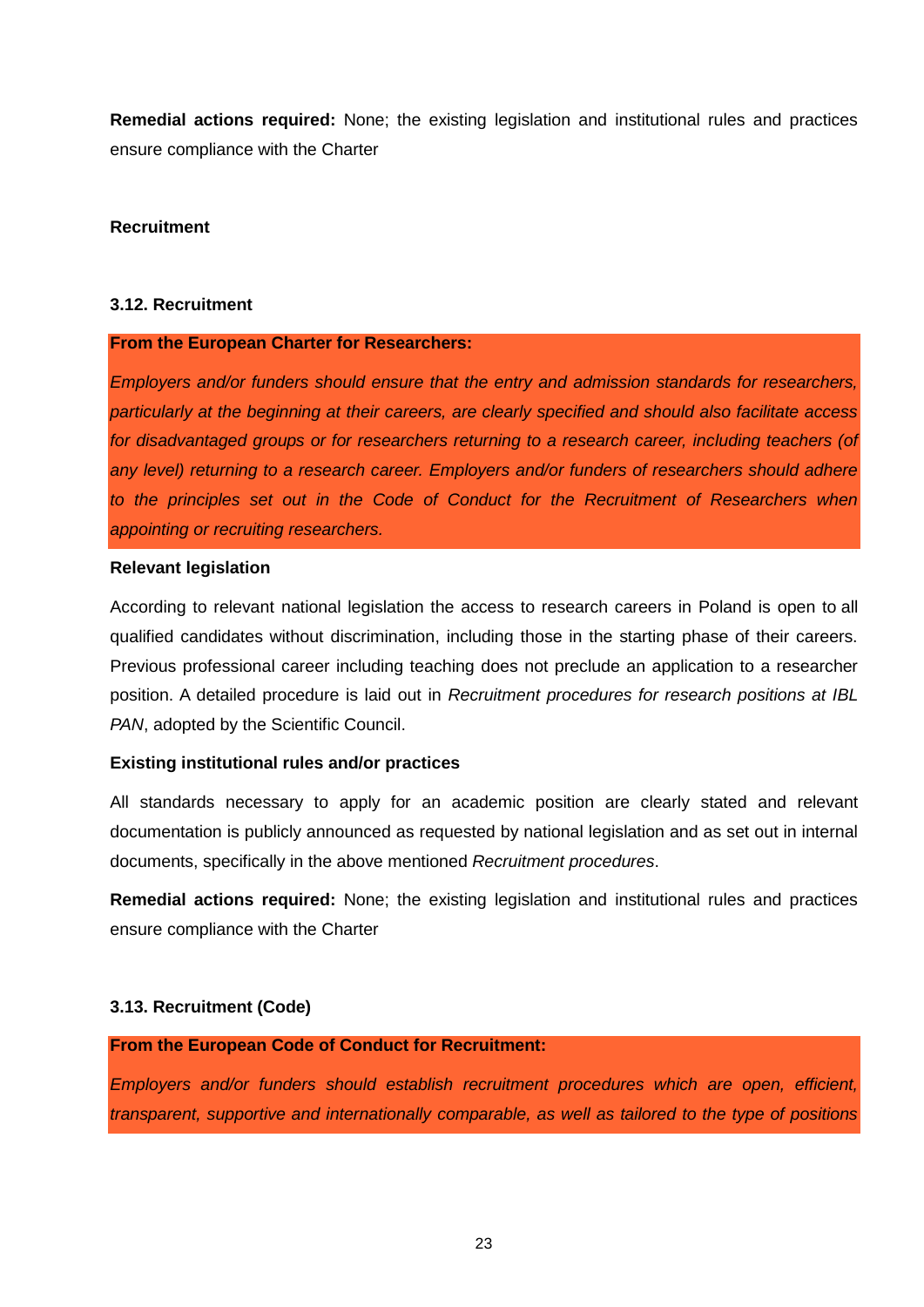**Remedial actions required:** None; the existing legislation and institutional rules and practices ensure compliance with the Charter

**Recruitment**

**3.12. Recruitment**

**From the European Charter for Researchers:**

*Employers and/or funders should ensure that the entry and admission standards for researchers, particularly at the beginning at their careers, are clearly specified and should also facilitate access for disadvantaged groups or for researchers returning to a research career, including teachers (of any level) returning to a research career. Employers and/or funders of researchers should adhere to the principles set out in the Code of Conduct for the Recruitment of Researchers when appointing or recruiting researchers.*

**Relevant legislation**

According to relevant national legislation the access to research careers in Poland is open to all qualified candidates without discrimination, including those in the starting phase of their careers. Previous professional career including teaching does not preclude an application to a researcher position. A detailed procedure is laid out in *Recruitment procedures for research positions at IBL PAN*, adopted by the Scientific Council.

**Existing institutional rules and/or practices**

All standards necessary to apply for an academic position are clearly stated and relevant documentation is publicly announced as requested by national legislation and as set out in internal documents, specifically in the above mentioned *Recruitment procedures*.

**Remedial actions required:** None; the existing legislation and institutional rules and practices ensure compliance with the Charter

**3.13. Recruitment (Code)**

**From the European Code of Conduct for Recruitment:**

*Employers and/or funders should establish recruitment procedures which are open, efficient, transparent, supportive and internationally comparable, as well as tailored to the type of positions*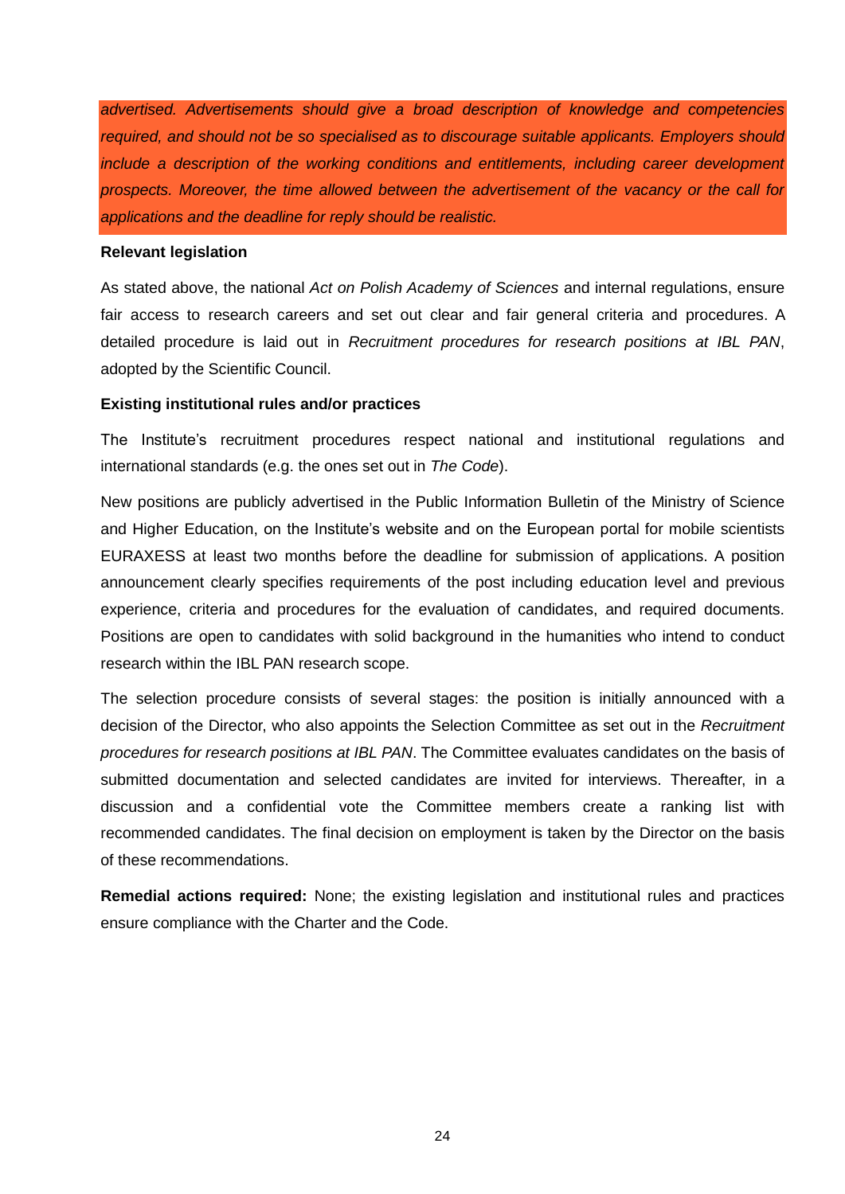*advertised. Advertisements should give a broad description of knowledge and competencies required, and should not be so specialised as to discourage suitable applicants. Employers should include a description of the working conditions and entitlements, including career development prospects. Moreover, the time allowed between the advertisement of the vacancy or the call for applications and the deadline for reply should be realistic.*

**Relevant legislation**

As stated above, the national *Act on Polish Academy of Sciences* and internal regulations, ensure fair access to research careers and set out clear and fair general criteria and procedures. A detailed procedure is laid out in *Recruitment procedures for research positions at IBL PAN*, adopted by the Scientific Council.

**Existing institutional rules and/or practices**

The Institute's recruitment procedures respect national and institutional regulations and international standards (e.g. the ones set out in *The Code*).

New positions are publicly advertised in the Public Information Bulletin of the Ministry of Science and Higher Education, on the Institute's website and on the European portal for mobile scientists EURAXESS at least two months before the deadline for submission of applications. A position announcement clearly specifies requirements of the post including education level and previous experience, criteria and procedures for the evaluation of candidates, and required documents. Positions are open to candidates with solid background in the humanities who intend to conduct research within the IBL PAN research scope.

The selection procedure consists of several stages: the position is initially announced with a decision of the Director, who also appoints the Selection Committee as set out in the *Recruitment procedures for research positions at IBL PAN*. The Committee evaluates candidates on the basis of submitted documentation and selected candidates are invited for interviews. Thereafter, in a discussion and a confidential vote the Committee members create a ranking list with recommended candidates. The final decision on employment is taken by the Director on the basis of these recommendations.

**Remedial actions required:** None; the existing legislation and institutional rules and practices ensure compliance with the Charter and the Code.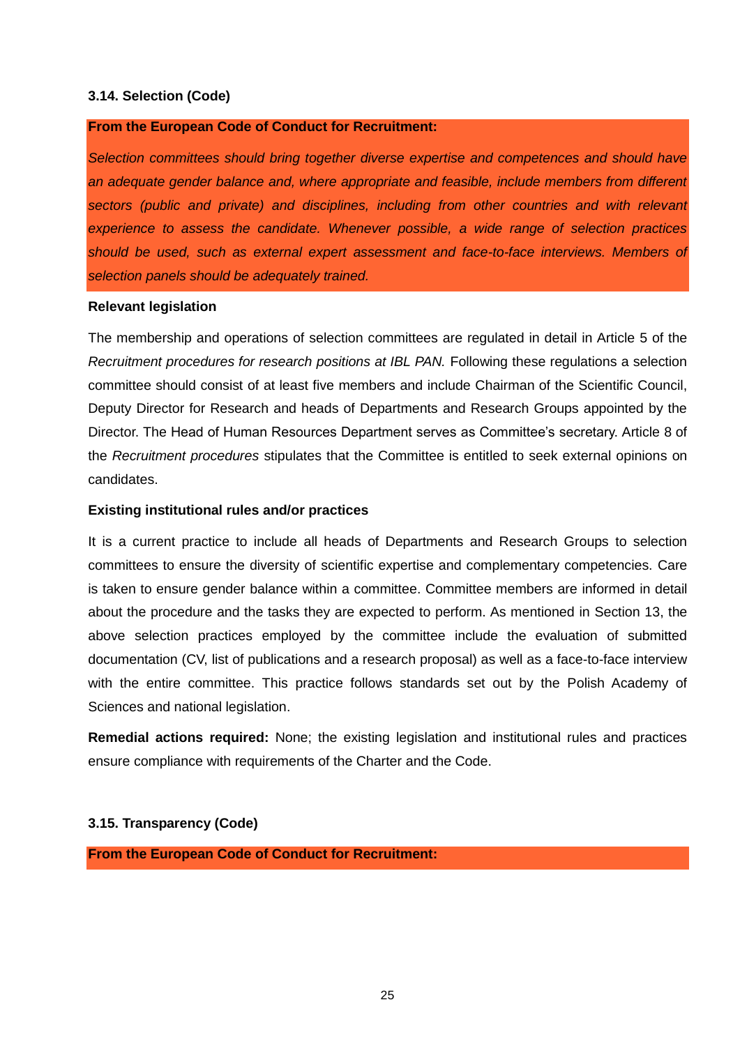### 3.14. Selection (Code)

**From the European Code of Conduct for Recruitment:**

*Selection committees should bring together diverse expertise and competences and should have an adequate gender balance and, where appropriate and feasible, include members from different sectors (public and private) and disciplines, including from other countries and with relevant experience to assess the candidate. Whenever possible, a wide range of selection practices should be used, such as external expert assessment and face-to-face interviews. Members of selection panels should be adequately trained.*

**Relevant legislation**

The membership and operations of selection committees are regulated in detail in Article 5 of the *Recruitment procedures for research positions at IBL PAN.* Following these regulations a selection committee should consist of at least five members and include Chairman of the Scientific Council, Deputy Director for Research and heads of Departments and Research Groups appointed by the Director. The Head of Human Resources Department serves as Committee's secretary. Article 8 of the *Recruitment procedures* stipulates that the Committee is entitled to seek external opinions on candidates.

**Existing institutional rules and/or practices**

It is a current practice to include all heads of Departments and Research Groups to selection committees to ensure the diversity of scientific expertise and complementary competencies. Care is taken to ensure gender balance within a committee. Committee members are informed in detail about the procedure and the tasks they are expected to perform. As mentioned in Section 13, the above selection practices employed by the committee include the evaluation of submitted documentation (CV, list of publications and a research proposal) as well as a face-to-face interview with the entire committee. This practice follows standards set out by the Polish Academy of Sciences and national legislation.

**Remedial actions required:** None; the existing legislation and institutional rules and practices ensure compliance with requirements of the Charter and the Code.

### 3.15. Transparency (Code)

**From the European Code of Conduct for Recruitment:**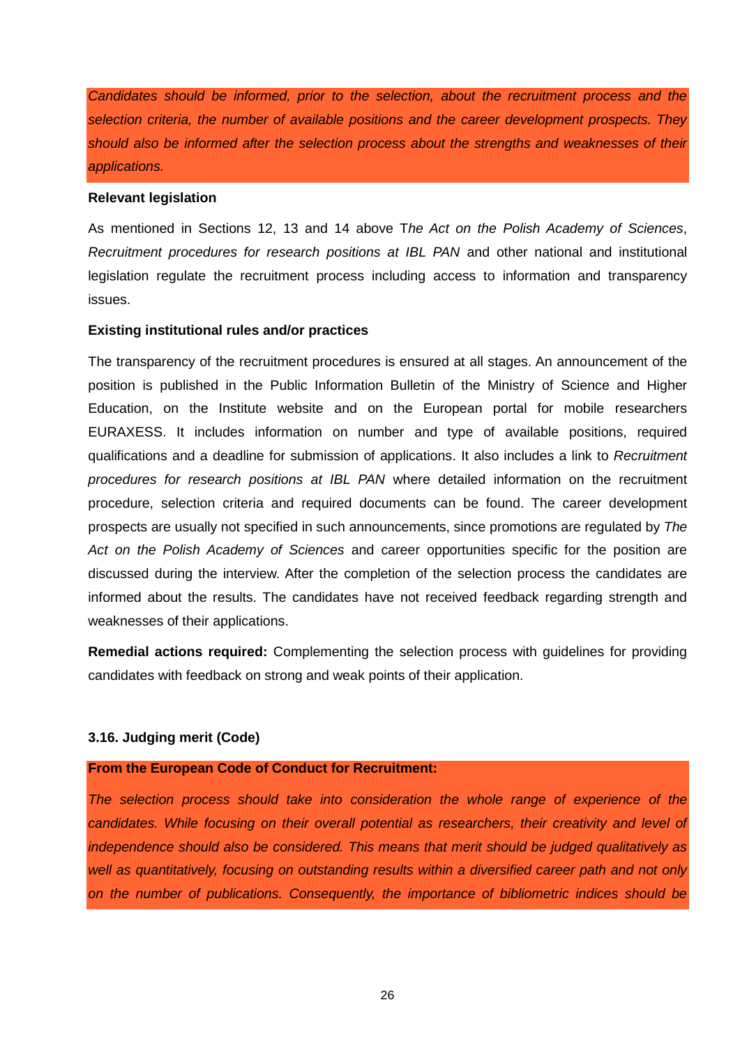*Candidates should be informed, prior to the selection, about the recruitment process and the selection criteria, the number of available positions and the career development prospects. They should also be informed after the selection process about the strengths and weaknesses of their applications.*

**Relevant legislation**

As mentioned in Sections 12, 13 and 14 above T*he Act on the Polish Academy of Sciences*, *Recruitment procedures for research positions at IBL PAN* and other national and institutional legislation regulate the recruitment process including access to information and transparency issues.

**Existing institutional rules and/or practices**

The transparency of the recruitment procedures is ensured at all stages. An announcement of the position is published in the Public Information Bulletin of the Ministry of Science and Higher Education, on the Institute website and on the European portal for mobile researchers EURAXESS. It includes information on number and type of available positions, required qualifications and a deadline for submission of applications. It also includes a link to *Recruitment procedures for research positions at IBL PAN* where detailed information on the recruitment procedure, selection criteria and required documents can be found. The career development prospects are usually not specified in such announcements, since promotions are regulated by *The Act on the Polish Academy of Sciences* and career opportunities specific for the position are discussed during the interview. After the completion of the selection process the candidates are informed about the results. The candidates have not received feedback regarding strength and weaknesses of their applications.

**Remedial actions required:** Complementing the selection process with guidelines for providing candidates with feedback on strong and weak points of their application.

### 3.16. Judging merit (Code)

**From the European Code of Conduct for Recruitment:**

*The selection process should take into consideration the whole range of experience of the candidates. While focusing on their overall potential as researchers, their creativity and level of independence should also be considered. This means that merit should be judged qualitatively as well as quantitatively, focusing on outstanding results within a diversified career path and not only on the number of publications. Consequently, the importance of bibliometric indices should be*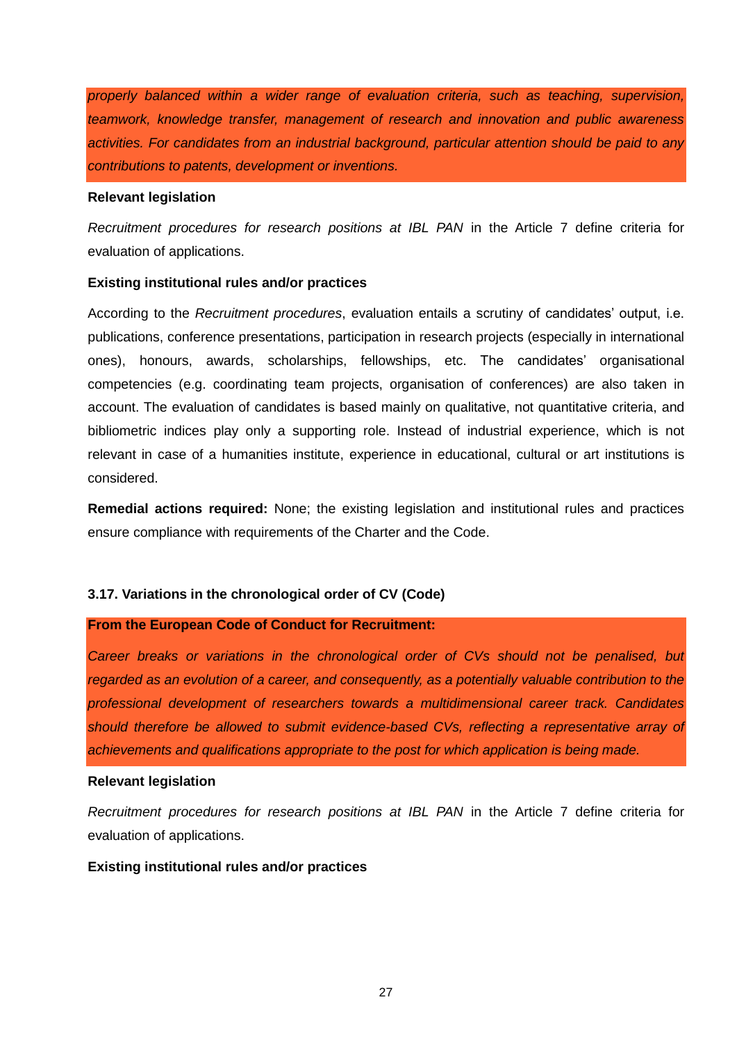*properly balanced within a wider range of evaluation criteria, such as teaching, supervision, teamwork, knowledge transfer, management of research and innovation and public awareness activities. For candidates from an industrial background, particular attention should be paid to any contributions to patents, development or inventions.*

**Relevant legislation**

*Recruitment procedures for research positions at IBL PAN* in the Article 7 define criteria for evaluation of applications.

**Existing institutional rules and/or practices**

According to the *Recruitment procedures*, evaluation entails a scrutiny of candidates' output, i.e. publications, conference presentations, participation in research projects (especially in international ones), honours, awards, scholarships, fellowships, etc. The candidates' organisational competencies (e.g. coordinating team projects, organisation of conferences) are also taken in account. The evaluation of candidates is based mainly on qualitative, not quantitative criteria, and bibliometric indices play only a supporting role. Instead of industrial experience, which is not relevant in case of a humanities institute, experience in educational, cultural or art institutions is considered.

**Remedial actions required:** None; the existing legislation and institutional rules and practices ensure compliance with requirements of the Charter and the Code.

### 3.17. Variations in the chronological order of CV (Code)

**From the European Code of Conduct for Recruitment:**

*Career breaks or variations in the chronological order of CVs should not be penalised, but regarded as an evolution of a career, and consequently, as a potentially valuable contribution to the professional development of researchers towards a multidimensional career track. Candidates should therefore be allowed to submit evidence-based CVs, reflecting a representative array of achievements and qualifications appropriate to the post for which application is being made.*

**Relevant legislation**

*Recruitment procedures for research positions at IBL PAN* in the Article 7 define criteria for evaluation of applications.

**Existing institutional rules and/or practices**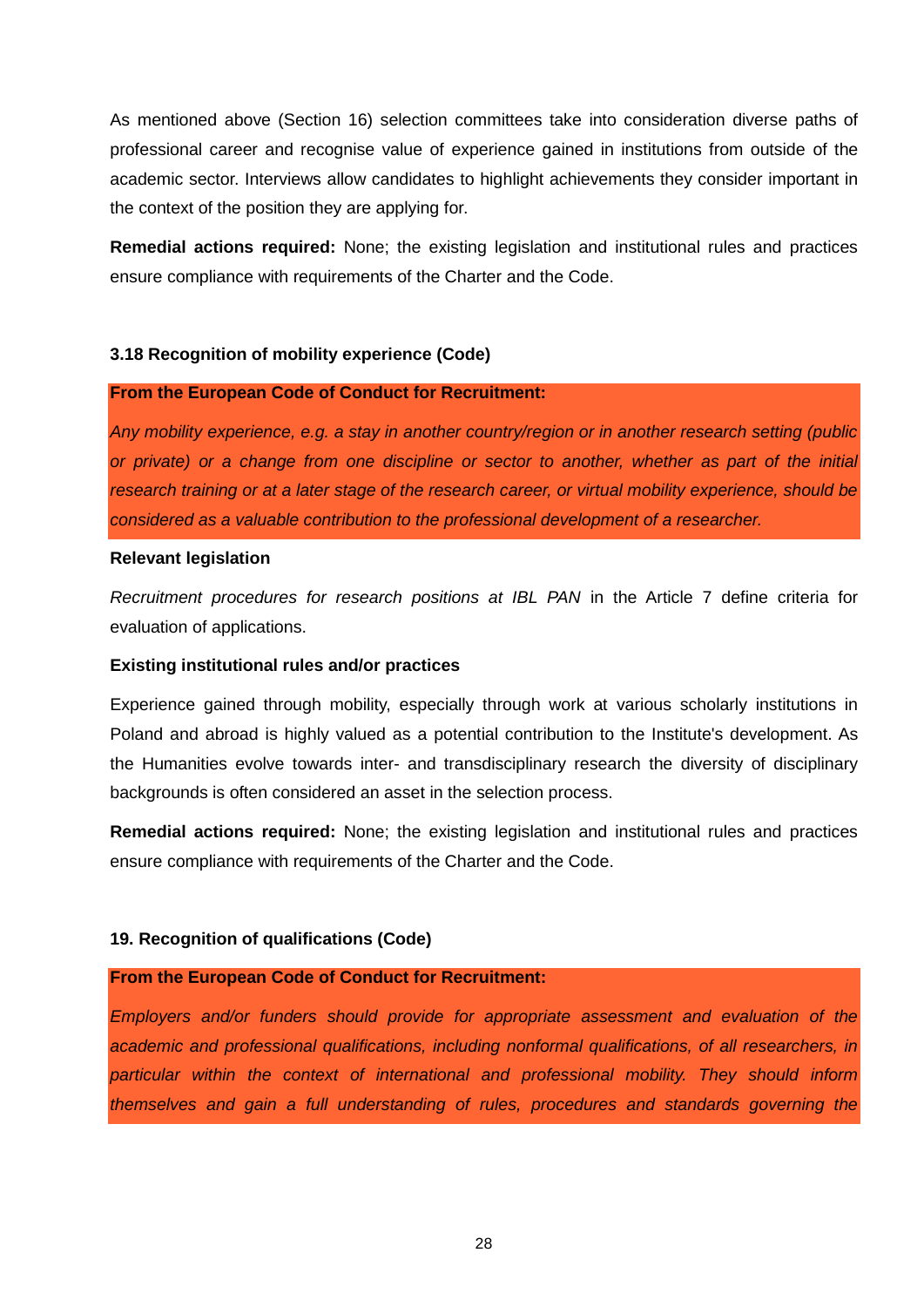As mentioned above (Section 16) selection committees take into consideration diverse paths of professional career and recognise value of experience gained in institutions from outside of the academic sector. Interviews allow candidates to highlight achievements they consider important in the context of the position they are applying for.

**Remedial actions required:** None; the existing legislation and institutional rules and practices ensure compliance with requirements of the Charter and the Code.

### 3.18 Recognition of mobility experience (Code)

**From the European Code of Conduct for Recruitment:**

*Any mobility experience, e.g. a stay in another country/region or in another research setting (public or private) or a change from one discipline or sector to another, whether as part of the initial research training or at a later stage of the research career, or virtual mobility experience, should be considered as a valuable contribution to the professional development of a researcher.*

**Relevant legislation**

*Recruitment procedures for research positions at IBL PAN* in the Article 7 define criteria for evaluation of applications.

**Existing institutional rules and/or practices**

Experience gained through mobility, especially through work at various scholarly institutions in Poland and abroad is highly valued as a potential contribution to the Institute's development. As the Humanities evolve towards inter- and transdisciplinary research the diversity of disciplinary backgrounds is often considered an asset in the selection process.

**Remedial actions required:** None; the existing legislation and institutional rules and practices ensure compliance with requirements of the Charter and the Code.

### 19. Recognition of qualifications (Code)

**From the European Code of Conduct for Recruitment:**

*Employers and/or funders should provide for appropriate assessment and evaluation of the academic and professional qualifications, including nonformal qualifications, of all researchers, in particular within the context of international and professional mobility. They should inform themselves and gain a full understanding of rules, procedures and standards governing the*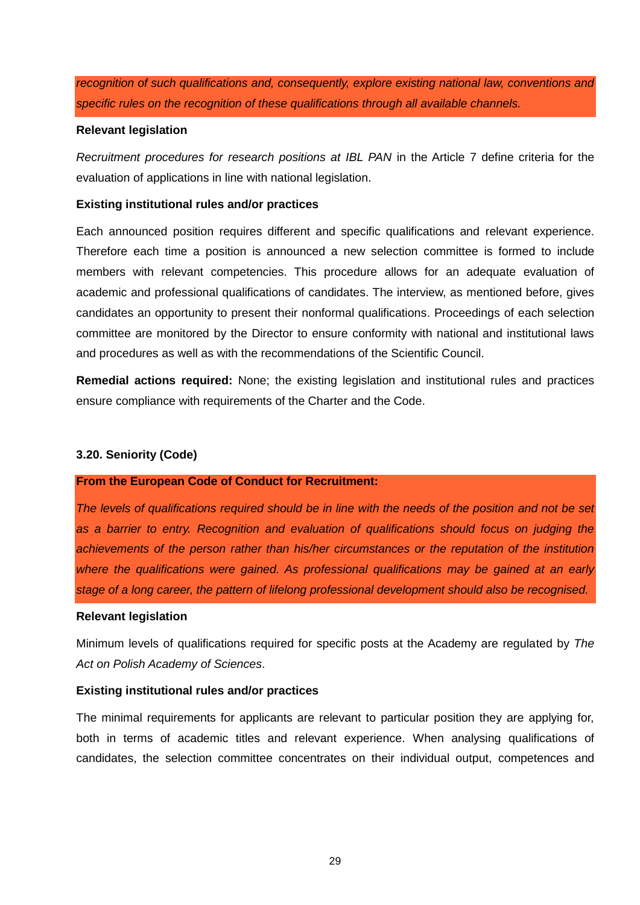*recognition of such qualifications and, consequently, explore existing national law, conventions and specific rules on the recognition of these qualifications through all available channels.*

**Relevant legislation**

*Recruitment procedures for research positions at IBL PAN* in the Article 7 define criteria for the evaluation of applications in line with national legislation.

**Existing institutional rules and/or practices**

Each announced position requires different and specific qualifications and relevant experience. Therefore each time a position is announced a new selection committee is formed to include members with relevant competencies. This procedure allows for an adequate evaluation of academic and professional qualifications of candidates. The interview, as mentioned before, gives candidates an opportunity to present their nonformal qualifications. Proceedings of each selection committee are monitored by the Director to ensure conformity with national and institutional laws and procedures as well as with the recommendations of the Scientific Council.

**Remedial actions required:** None; the existing legislation and institutional rules and practices ensure compliance with requirements of the Charter and the Code.

### 3.20. Seniority (Code)

**From the European Code of Conduct for Recruitment:**

*The levels of qualifications required should be in line with the needs of the position and not be set as a barrier to entry. Recognition and evaluation of qualifications should focus on judging the achievements of the person rather than his/her circumstances or the reputation of the institution where the qualifications were gained. As professional qualifications may be gained at an early stage of a long career, the pattern of lifelong professional development should also be recognised.*

**Relevant legislation**

Minimum levels of qualifications required for specific posts at the Academy are regulated by *The Act on Polish Academy of Sciences*.

**Existing institutional rules and/or practices**

The minimal requirements for applicants are relevant to particular position they are applying for, both in terms of academic titles and relevant experience. When analysing qualifications of candidates, the selection committee concentrates on their individual output, competences and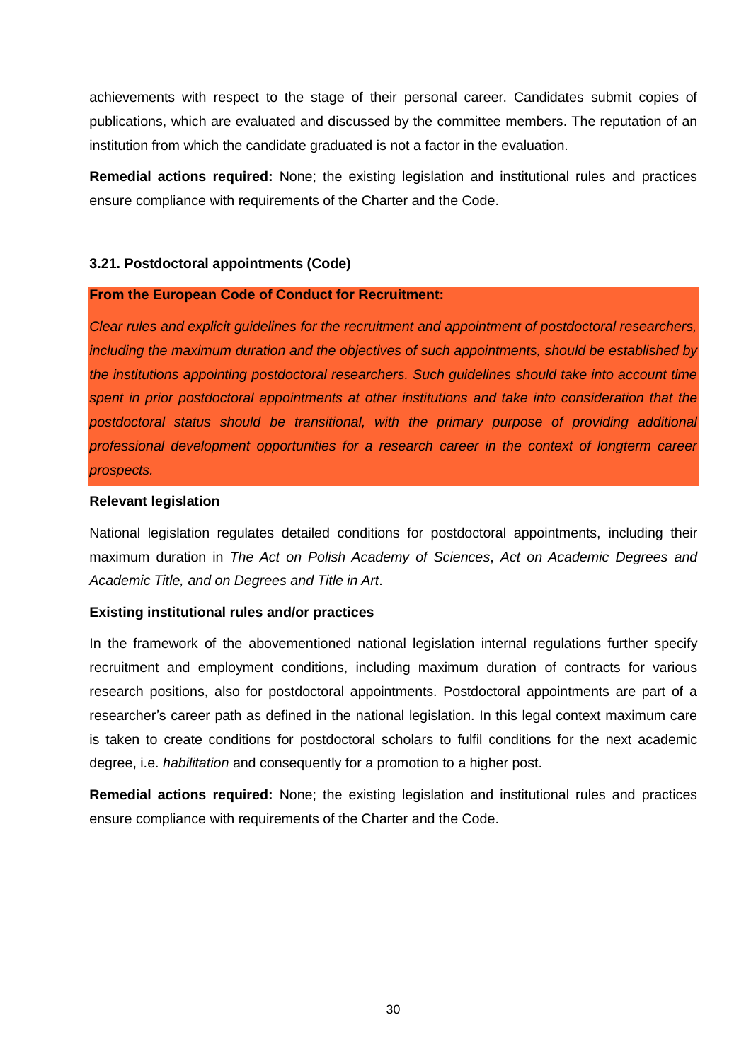achievements with respect to the stage of their personal career. Candidates submit copies of publications, which are evaluated and discussed by the committee members. The reputation of an institution from which the candidate graduated is not a factor in the evaluation.

**Remedial actions required:** None; the existing legislation and institutional rules and practices ensure compliance with requirements of the Charter and the Code.

### 3.21. Postdoctoral appointments (Code)

**From the European Code of Conduct for Recruitment:**

*Clear rules and explicit guidelines for the recruitment and appointment of postdoctoral researchers, including the maximum duration and the objectives of such appointments, should be established by the institutions appointing postdoctoral researchers. Such guidelines should take into account time spent in prior postdoctoral appointments at other institutions and take into consideration that the postdoctoral status should be transitional, with the primary purpose of providing additional professional development opportunities for a research career in the context of longterm career prospects.*

**Relevant legislation**

National legislation regulates detailed conditions for postdoctoral appointments, including their maximum duration in *The Act on Polish Academy of Sciences*, *Act on Academic Degrees and Academic Title, and on Degrees and Title in Art*.

**Existing institutional rules and/or practices**

In the framework of the abovementioned national legislation internal regulations further specify recruitment and employment conditions, including maximum duration of contracts for various research positions, also for postdoctoral appointments. Postdoctoral appointments are part of a researcher's career path as defined in the national legislation. In this legal context maximum care is taken to create conditions for postdoctoral scholars to fulfil conditions for the next academic degree, i.e. *habilitation* and consequently for a promotion to a higher post.

**Remedial actions required:** None; the existing legislation and institutional rules and practices ensure compliance with requirements of the Charter and the Code.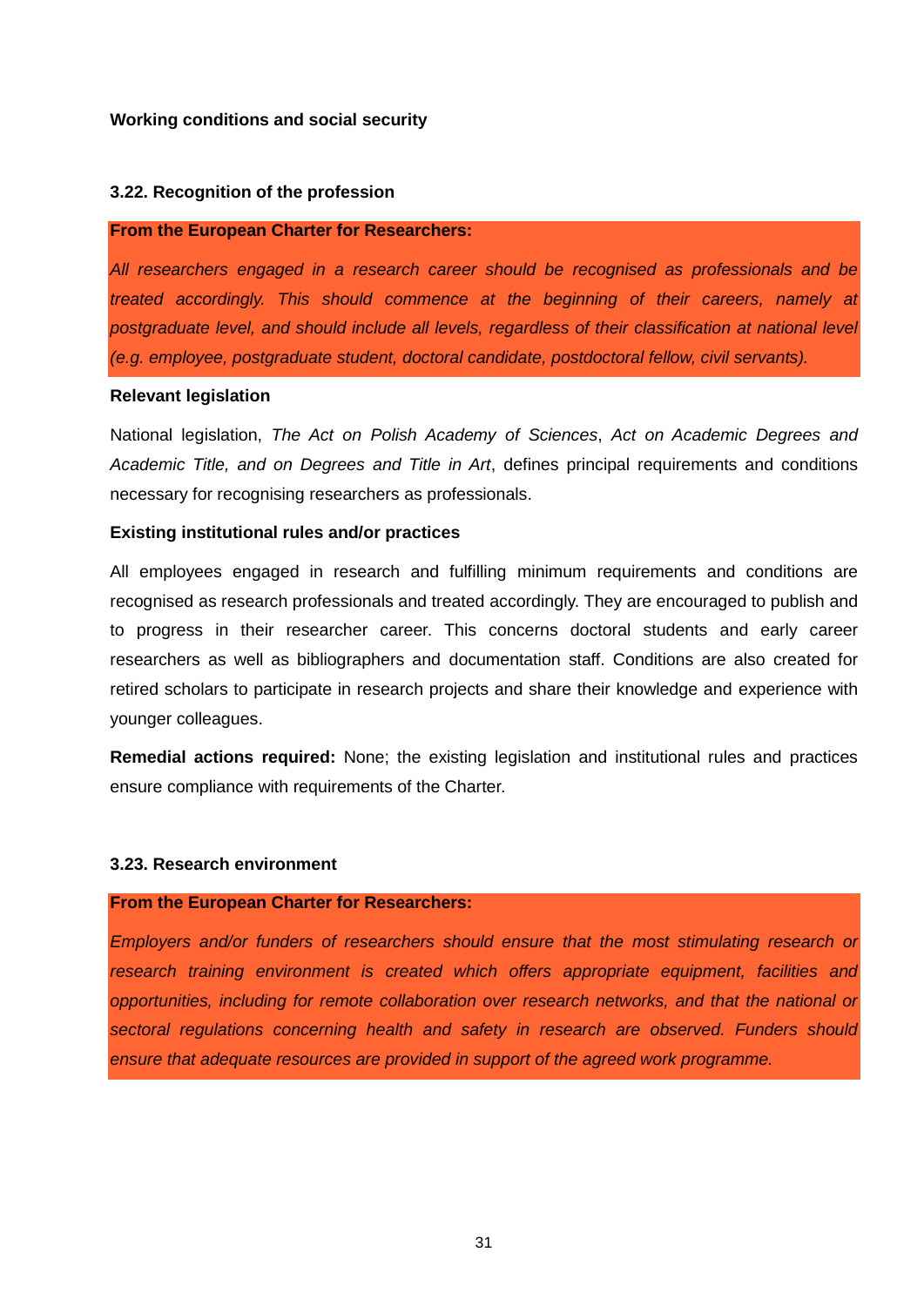**Working conditions and social security**

### 3.22. Recognition of the profession

**From the European Charter for Researchers:**

*All researchers engaged in a research career should be recognised as professionals and be treated accordingly. This should commence at the beginning of their careers, namely at postgraduate level, and should include all levels, regardless of their classification at national level (e.g. employee, postgraduate student, doctoral candidate, postdoctoral fellow, civil servants).*

**Relevant legislation**

National legislation, *The Act on Polish Academy of Sciences*, *Act on Academic Degrees and Academic Title, and on Degrees and Title in Art*, defines principal requirements and conditions necessary for recognising researchers as professionals.

**Existing institutional rules and/or practices**

All employees engaged in research and fulfilling minimum requirements and conditions are recognised as research professionals and treated accordingly. They are encouraged to publish and to progress in their researcher career. This concerns doctoral students and early career researchers as well as bibliographers and documentation staff. Conditions are also created for retired scholars to participate in research projects and share their knowledge and experience with younger colleagues.

**Remedial actions required:** None; the existing legislation and institutional rules and practices ensure compliance with requirements of the Charter.

### 3.23. Research environment

**From the European Charter for Researchers:**

*Employers and/or funders of researchers should ensure that the most stimulating research or research training environment is created which offers appropriate equipment, facilities and opportunities, including for remote collaboration over research networks, and that the national or sectoral regulations concerning health and safety in research are observed. Funders should ensure that adequate resources are provided in support of the agreed work programme.*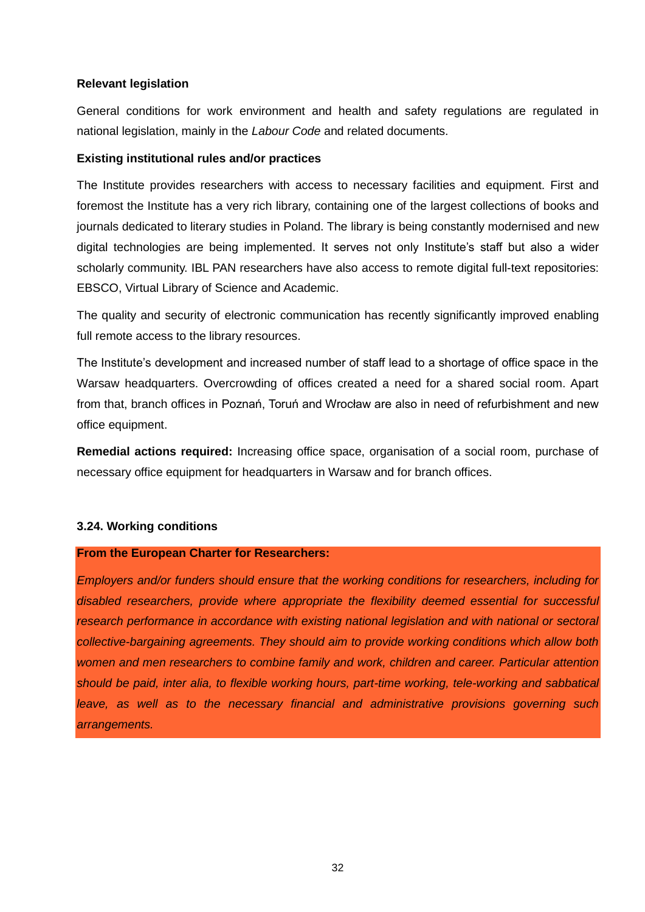**Relevant legislation**

General conditions for work environment and health and safety regulations are regulated in national legislation, mainly in the *Labour Code* and related documents.

**Existing institutional rules and/or practices**

The Institute provides researchers with access to necessary facilities and equipment. First and foremost the Institute has a very rich library, containing one of the largest collections of books and journals dedicated to literary studies in Poland. The library is being constantly modernised and new digital technologies are being implemented. It serves not only Institute's staff but also a wider scholarly community. IBL PAN researchers have also access to remote digital full-text repositories: EBSCO, Virtual Library of Science and Academic.

The quality and security of electronic communication has recently significantly improved enabling full remote access to the library resources.

The Institute's development and increased number of staff lead to a shortage of office space in the Warsaw headquarters. Overcrowding of offices created a need for a shared social room. Apart from that, branch offices in Poznań, Toruń and Wrocław are also in need of refurbishment and new office equipment.

**Remedial actions required:** Increasing office space, organisation of a social room, purchase of necessary office equipment for headquarters in Warsaw and for branch offices.

### 3.24. Working conditions

**From the European Charter for Researchers:**

*Employers and/or funders should ensure that the working conditions for researchers, including for disabled researchers, provide where appropriate the flexibility deemed essential for successful research performance in accordance with existing national legislation and with national or sectoral collective-bargaining agreements. They should aim to provide working conditions which allow both women and men researchers to combine family and work, children and career. Particular attention should be paid, inter alia, to flexible working hours, part-time working, tele-working and sabbatical leave, as well as to the necessary financial and administrative provisions governing such arrangements.*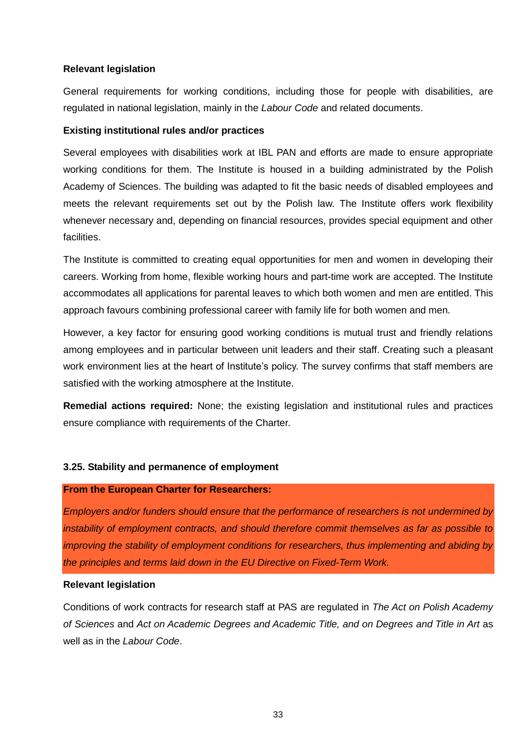**Relevant legislation**

General requirements for working conditions, including those for people with disabilities, are regulated in national legislation, mainly in the *Labour Code* and related documents.

**Existing institutional rules and/or practices**

Several employees with disabilities work at IBL PAN and efforts are made to ensure appropriate working conditions for them. The Institute is housed in a building administrated by the Polish Academy of Sciences. The building was adapted to fit the basic needs of disabled employees and meets the relevant requirements set out by the Polish law. The Institute offers work flexibility whenever necessary and, depending on financial resources, provides special equipment and other facilities.

The Institute is committed to creating equal opportunities for men and women in developing their careers. Working from home, flexible working hours and part-time work are accepted. The Institute accommodates all applications for parental leaves to which both women and men are entitled. This approach favours combining professional career with family life for both women and men.

However, a key factor for ensuring good working conditions is mutual trust and friendly relations among employees and in particular between unit leaders and their staff. Creating such a pleasant work environment lies at the heart of Institute's policy. The survey confirms that staff members are satisfied with the working atmosphere at the Institute.

**Remedial actions required:** None; the existing legislation and institutional rules and practices ensure compliance with requirements of the Charter.

### 3.25. Stability and permanence of employment

**From the European Charter for Researchers:**

*Employers and/or funders should ensure that the performance of researchers is not undermined by instability of employment contracts, and should therefore commit themselves as far as possible to improving the stability of employment conditions for researchers, thus implementing and abiding by the principles and terms laid down in the EU Directive on Fixed-Term Work.*

**Relevant legislation**

Conditions of work contracts for research staff at PAS are regulated in *The Act on Polish Academy of Sciences* and *Act on Academic Degrees and Academic Title, and on Degrees and Title in Art* as well as in the *Labour Code*.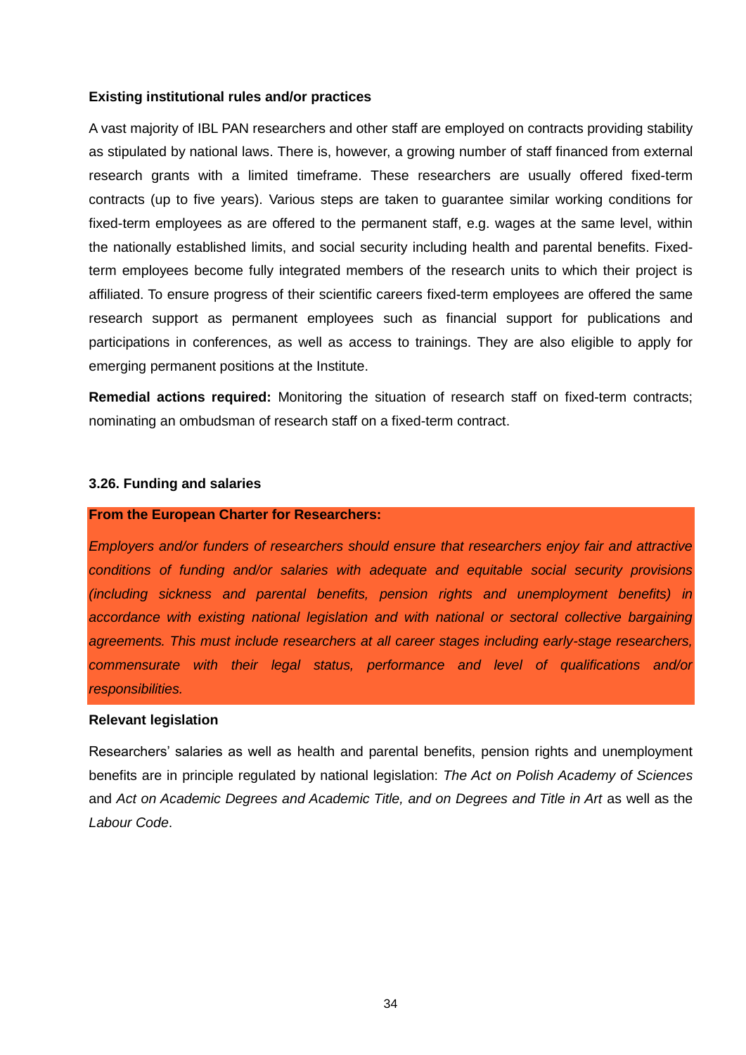**Existing institutional rules and/or practices**

A vast majority of IBL PAN researchers and other staff are employed on contracts providing stability as stipulated by national laws. There is, however, a growing number of staff financed from external research grants with a limited timeframe. These researchers are usually offered fixed-term contracts (up to five years). Various steps are taken to guarantee similar working conditions for fixed-term employees as are offered to the permanent staff, e.g. wages at the same level, within the nationally established limits, and social security including health and parental benefits. Fixed-term employees become fully integrated members of the research units to which their project is affiliated. To ensure progress of their scientific careers fixed-term employees are offered the same research support as permanent employees such as financial support for publications and participations in conferences, as well as access to trainings. They are also eligible to apply for emerging permanent positions at the Institute.

**Remedial actions required:** Monitoring the situation of research staff on fixed-term contracts; nominating an ombudsman of research staff on a fixed-term contract.

### 3.26. Funding and salaries

**From the European Charter for Researchers:**

*Employers and/or funders of researchers should ensure that researchers enjoy fair and attractive conditions of funding and/or salaries with adequate and equitable social security provisions (including sickness and parental benefits, pension rights and unemployment benefits) in accordance with existing national legislation and with national or sectoral collective bargaining agreements. This must include researchers at all career stages including early-stage researchers, commensurate with their legal status, performance and level of qualifications and/or responsibilities.*

**Relevant legislation**

Researchers' salaries as well as health and parental benefits, pension rights and unemployment benefits are in principle regulated by national legislation: *The Act on Polish Academy of Sciences* and *Act on Academic Degrees and Academic Title, and on Degrees and Title in Art* as well as the *Labour Code*.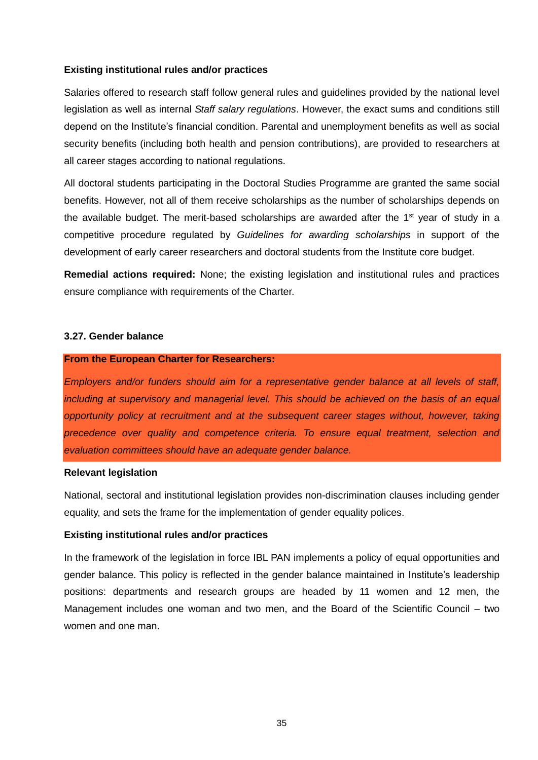**Existing institutional rules and/or practices**

Salaries offered to research staff follow general rules and guidelines provided by the national level legislation as well as internal *Staff salary regulations*. However, the exact sums and conditions still depend on the Institute's financial condition. Parental and unemployment benefits as well as social security benefits (including both health and pension contributions), are provided to researchers at all career stages according to national regulations.

All doctoral students participating in the Doctoral Studies Programme are granted the same social benefits. However, not all of them receive scholarships as the number of scholarships depends on the available budget. The merit-based scholarships are awarded after the 1st year of study in a competitive procedure regulated by *Guidelines for awarding scholarships* in support of the development of early career researchers and doctoral students from the Institute core budget.

**Remedial actions required:** None; the existing legislation and institutional rules and practices ensure compliance with requirements of the Charter.

### 3.27. Gender balance

**From the European Charter for Researchers:**

*Employers and/or funders should aim for a representative gender balance at all levels of staff, including at supervisory and managerial level. This should be achieved on the basis of an equal opportunity policy at recruitment and at the subsequent career stages without, however, taking precedence over quality and competence criteria. To ensure equal treatment, selection and evaluation committees should have an adequate gender balance.*

**Relevant legislation**

National, sectoral and institutional legislation provides non-discrimination clauses including gender equality, and sets the frame for the implementation of gender equality polices.

**Existing institutional rules and/or practices**

In the framework of the legislation in force IBL PAN implements a policy of equal opportunities and gender balance. This policy is reflected in the gender balance maintained in Institute's leadership positions: departments and research groups are headed by 11 women and 12 men, the Management includes one woman and two men, and the Board of the Scientific Council – two women and one man.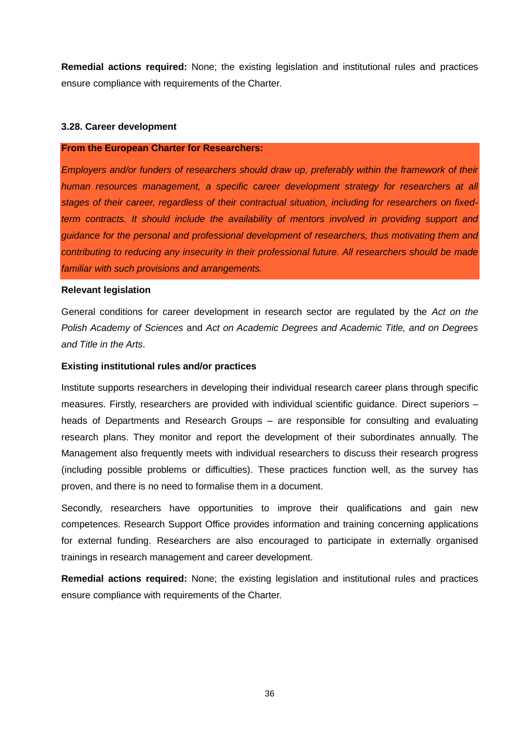**Remedial actions required:** None; the existing legislation and institutional rules and practices ensure compliance with requirements of the Charter.

### 3.28. Career development

**From the European Charter for Researchers:**

*Employers and/or funders of researchers should draw up, preferably within the framework of their human resources management, a specific career development strategy for researchers at all stages of their career, regardless of their contractual situation, including for researchers on fixed-term contracts. It should include the availability of mentors involved in providing support and guidance for the personal and professional development of researchers, thus motivating them and contributing to reducing any insecurity in their professional future. All researchers should be made familiar with such provisions and arrangements.*

**Relevant legislation**

General conditions for career development in research sector are regulated by the *Act on the Polish Academy of Sciences* and *Act on Academic Degrees and Academic Title, and on Degrees and Title in the Arts*.

**Existing institutional rules and/or practices**

Institute supports researchers in developing their individual research career plans through specific measures. Firstly, researchers are provided with individual scientific guidance. Direct superiors – heads of Departments and Research Groups – are responsible for consulting and evaluating research plans. They monitor and report the development of their subordinates annually. The Management also frequently meets with individual researchers to discuss their research progress (including possible problems or difficulties). These practices function well, as the survey has proven, and there is no need to formalise them in a document.

Secondly, researchers have opportunities to improve their qualifications and gain new competences. Research Support Office provides information and training concerning applications for external funding. Researchers are also encouraged to participate in externally organised trainings in research management and career development.

**Remedial actions required:** None; the existing legislation and institutional rules and practices ensure compliance with requirements of the Charter.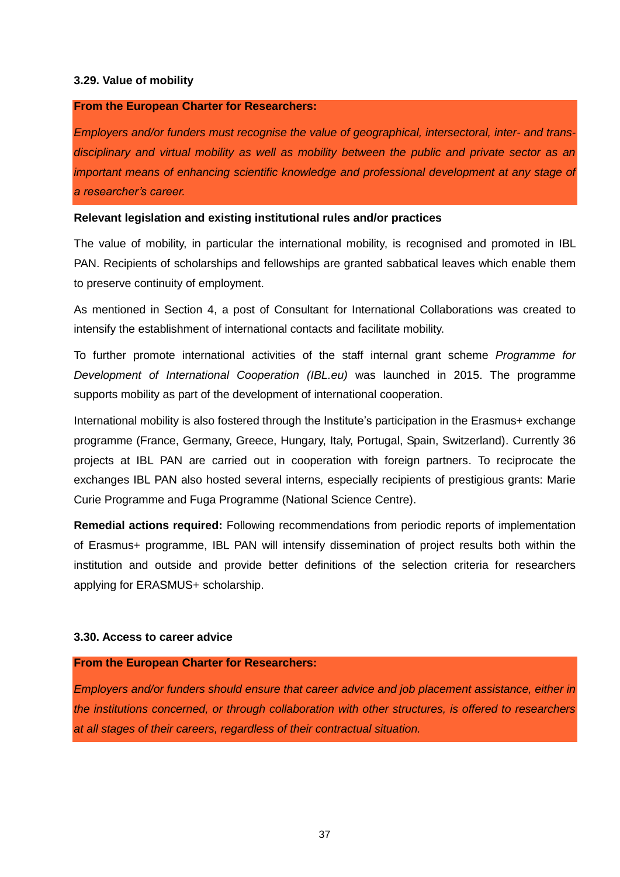### 3.29. Value of mobility

**From the European Charter for Researchers:**

*Employers and/or funders must recognise the value of geographical, intersectoral, inter- and trans-disciplinary and virtual mobility as well as mobility between the public and private sector as an important means of enhancing scientific knowledge and professional development at any stage of a researcher's career.*

**Relevant legislation and existing institutional rules and/or practices**

The value of mobility, in particular the international mobility, is recognised and promoted in IBL PAN. Recipients of scholarships and fellowships are granted sabbatical leaves which enable them to preserve continuity of employment.

As mentioned in Section 4, a post of Consultant for International Collaborations was created to intensify the establishment of international contacts and facilitate mobility.

To further promote international activities of the staff internal grant scheme *Programme for Development of International Cooperation (IBL.eu)* was launched in 2015. The programme supports mobility as part of the development of international cooperation.

International mobility is also fostered through the Institute's participation in the Erasmus+ exchange programme (France, Germany, Greece, Hungary, Italy, Portugal, Spain, Switzerland). Currently 36 projects at IBL PAN are carried out in cooperation with foreign partners. To reciprocate the exchanges IBL PAN also hosted several interns, especially recipients of prestigious grants: Marie Curie Programme and Fuga Programme (National Science Centre).

**Remedial actions required:** Following recommendations from periodic reports of implementation of Erasmus+ programme, IBL PAN will intensify dissemination of project results both within the institution and outside and provide better definitions of the selection criteria for researchers applying for ERASMUS+ scholarship.

### 3.30. Access to career advice

**From the European Charter for Researchers:**

*Employers and/or funders should ensure that career advice and job placement assistance, either in the institutions concerned, or through collaboration with other structures, is offered to researchers at all stages of their careers, regardless of their contractual situation.*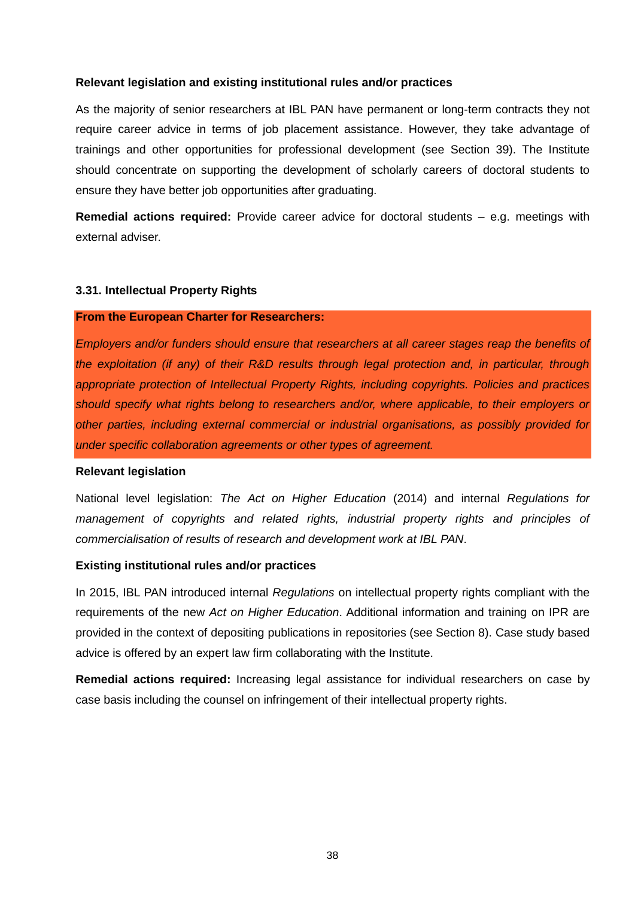**Relevant legislation and existing institutional rules and/or practices**

As the majority of senior researchers at IBL PAN have permanent or long-term contracts they not require career advice in terms of job placement assistance. However, they take advantage of trainings and other opportunities for professional development (see Section 39). The Institute should concentrate on supporting the development of scholarly careers of doctoral students to ensure they have better job opportunities after graduating.

**Remedial actions required:** Provide career advice for doctoral students – e.g. meetings with external adviser.

### 3.31. Intellectual Property Rights

**From the European Charter for Researchers:**

*Employers and/or funders should ensure that researchers at all career stages reap the benefits of the exploitation (if any) of their R&D results through legal protection and, in particular, through appropriate protection of Intellectual Property Rights, including copyrights. Policies and practices should specify what rights belong to researchers and/or, where applicable, to their employers or other parties, including external commercial or industrial organisations, as possibly provided for under specific collaboration agreements or other types of agreement.*

**Relevant legislation**

National level legislation: *The Act on Higher Education* (2014) and internal *Regulations for management of copyrights and related rights, industrial property rights and principles of commercialisation of results of research and development work at IBL PAN*.

**Existing institutional rules and/or practices**

In 2015, IBL PAN introduced internal *Regulations* on intellectual property rights compliant with the requirements of the new *Act on Higher Education*. Additional information and training on IPR are provided in the context of depositing publications in repositories (see Section 8). Case study based advice is offered by an expert law firm collaborating with the Institute.

**Remedial actions required:** Increasing legal assistance for individual researchers on case by case basis including the counsel on infringement of their intellectual property rights.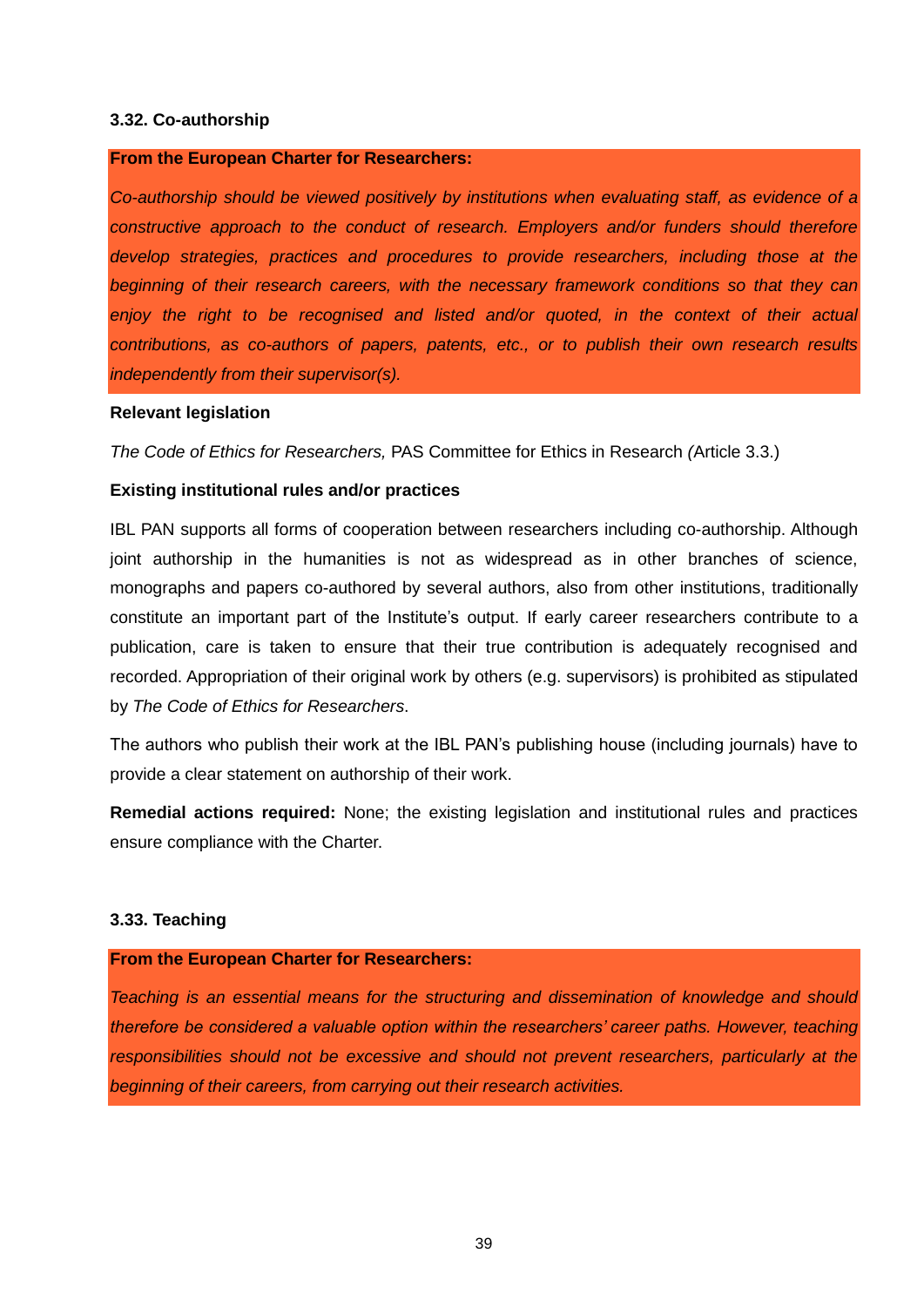### 3.32. Co-authorship

**From the European Charter for Researchers:**

*Co-authorship should be viewed positively by institutions when evaluating staff, as evidence of a constructive approach to the conduct of research. Employers and/or funders should therefore develop strategies, practices and procedures to provide researchers, including those at the beginning of their research careers, with the necessary framework conditions so that they can enjoy the right to be recognised and listed and/or quoted, in the context of their actual contributions, as co-authors of papers, patents, etc., or to publish their own research results independently from their supervisor(s).*

**Relevant legislation**

*The Code of Ethics for Researchers,* PAS Committee for Ethics in Research *(*Article 3.3.)

**Existing institutional rules and/or practices**

IBL PAN supports all forms of cooperation between researchers including co-authorship. Although joint authorship in the humanities is not as widespread as in other branches of science, monographs and papers co-authored by several authors, also from other institutions, traditionally constitute an important part of the Institute's output. If early career researchers contribute to a publication, care is taken to ensure that their true contribution is adequately recognised and recorded. Appropriation of their original work by others (e.g. supervisors) is prohibited as stipulated by *The Code of Ethics for Researchers*.

The authors who publish their work at the IBL PAN's publishing house (including journals) have to provide a clear statement on authorship of their work.

**Remedial actions required:** None; the existing legislation and institutional rules and practices ensure compliance with the Charter.

### 3.33. Teaching

**From the European Charter for Researchers:**

*Teaching is an essential means for the structuring and dissemination of knowledge and should therefore be considered a valuable option within the researchers' career paths. However, teaching responsibilities should not be excessive and should not prevent researchers, particularly at the beginning of their careers, from carrying out their research activities.*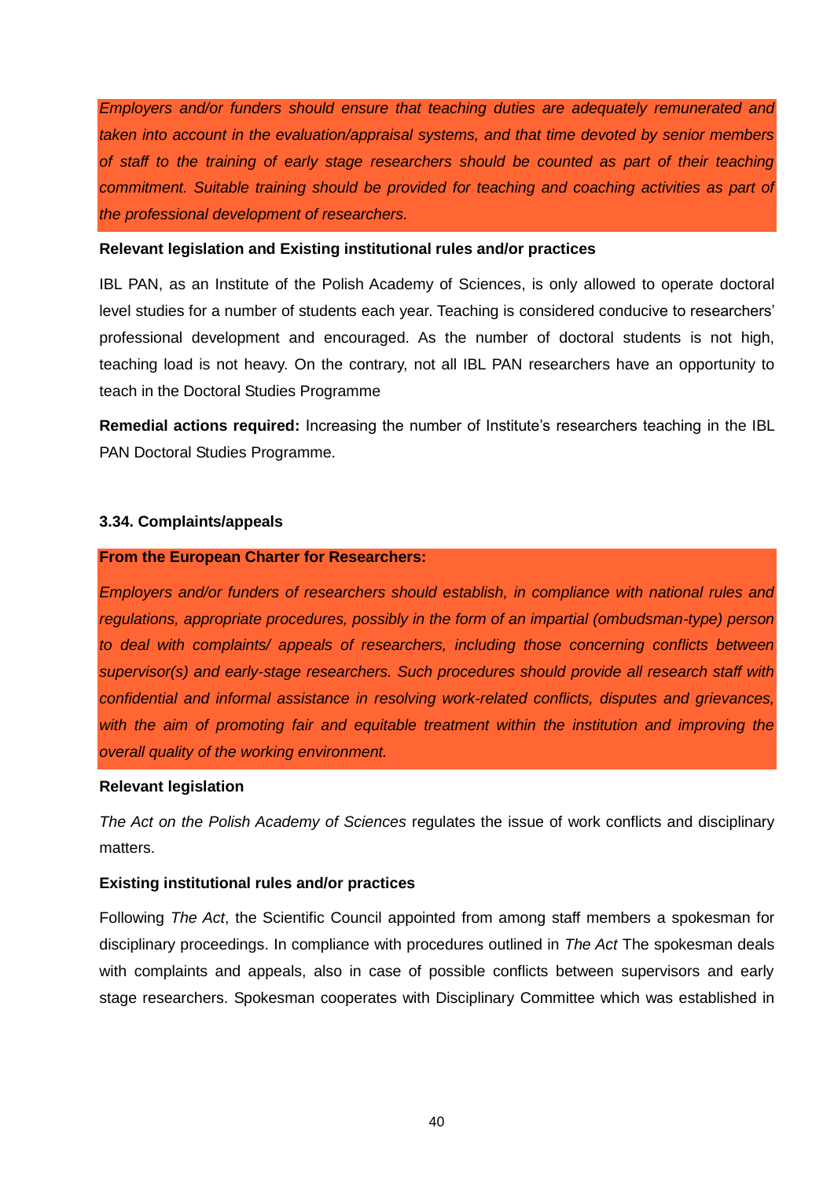*Employers and/or funders should ensure that teaching duties are adequately remunerated and taken into account in the evaluation/appraisal systems, and that time devoted by senior members of staff to the training of early stage researchers should be counted as part of their teaching commitment. Suitable training should be provided for teaching and coaching activities as part of the professional development of researchers.*

**Relevant legislation and Existing institutional rules and/or practices**

IBL PAN, as an Institute of the Polish Academy of Sciences, is only allowed to operate doctoral level studies for a number of students each year. Teaching is considered conducive to researchers' professional development and encouraged. As the number of doctoral students is not high, teaching load is not heavy. On the contrary, not all IBL PAN researchers have an opportunity to teach in the Doctoral Studies Programme

**Remedial actions required:** Increasing the number of Institute's researchers teaching in the IBL PAN Doctoral Studies Programme.

#### 3.34. Complaints/appeals

**From the European Charter for Researchers:**

*Employers and/or funders of researchers should establish, in compliance with national rules and regulations, appropriate procedures, possibly in the form of an impartial (ombudsman-type) person to deal with complaints/ appeals of researchers, including those concerning conflicts between supervisor(s) and early-stage researchers. Such procedures should provide all research staff with confidential and informal assistance in resolving work-related conflicts, disputes and grievances, with the aim of promoting fair and equitable treatment within the institution and improving the overall quality of the working environment.*

**Relevant legislation**

*The Act on the Polish Academy of Sciences* regulates the issue of work conflicts and disciplinary matters.

**Existing institutional rules and/or practices**

Following *The Act*, the Scientific Council appointed from among staff members a spokesman for disciplinary proceedings. In compliance with procedures outlined in *The Act* The spokesman deals with complaints and appeals, also in case of possible conflicts between supervisors and early stage researchers. Spokesman cooperates with Disciplinary Committee which was established in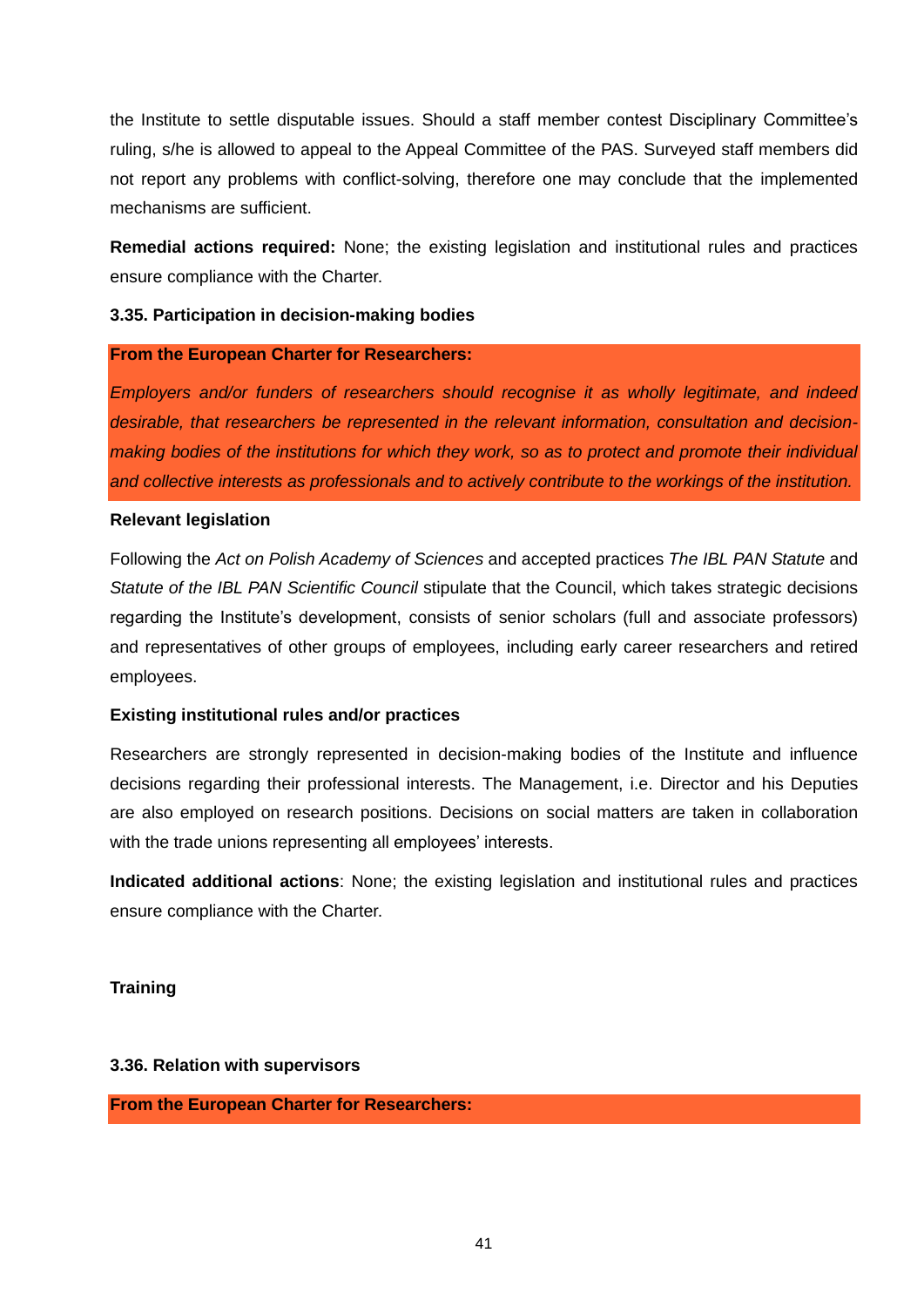the Institute to settle disputable issues. Should a staff member contest Disciplinary Committee's ruling, s/he is allowed to appeal to the Appeal Committee of the PAS. Surveyed staff members did not report any problems with conflict-solving, therefore one may conclude that the implemented mechanisms are sufficient.

**Remedial actions required:** None; the existing legislation and institutional rules and practices ensure compliance with the Charter.

**3.35. Participation in decision-making bodies**

**From the European Charter for Researchers:**

*Employers and/or funders of researchers should recognise it as wholly legitimate, and indeed desirable, that researchers be represented in the relevant information, consultation and decision-making bodies of the institutions for which they work, so as to protect and promote their individual and collective interests as professionals and to actively contribute to the workings of the institution.*

**Relevant legislation**

Following the *Act on Polish Academy of Sciences* and accepted practices *The IBL PAN Statute* and *Statute of the IBL PAN Scientific Council* stipulate that the Council, which takes strategic decisions regarding the Institute's development, consists of senior scholars (full and associate professors) and representatives of other groups of employees, including early career researchers and retired employees.

**Existing institutional rules and/or practices**

Researchers are strongly represented in decision-making bodies of the Institute and influence decisions regarding their professional interests. The Management, i.e. Director and his Deputies are also employed on research positions. Decisions on social matters are taken in collaboration with the trade unions representing all employees' interests.

**Indicated additional actions**: None; the existing legislation and institutional rules and practices ensure compliance with the Charter.

**Training**

**3.36. Relation with supervisors**

**From the European Charter for Researchers:**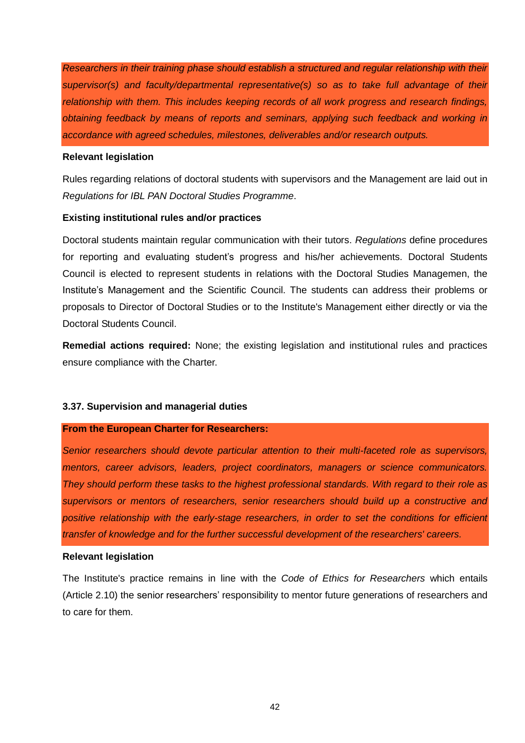*Researchers in their training phase should establish a structured and regular relationship with their supervisor(s) and faculty/departmental representative(s) so as to take full advantage of their relationship with them. This includes keeping records of all work progress and research findings, obtaining feedback by means of reports and seminars, applying such feedback and working in accordance with agreed schedules, milestones, deliverables and/or research outputs.*

**Relevant legislation**

Rules regarding relations of doctoral students with supervisors and the Management are laid out in *Regulations for IBL PAN Doctoral Studies Programme*.

**Existing institutional rules and/or practices**

Doctoral students maintain regular communication with their tutors. *Regulations* define procedures for reporting and evaluating student's progress and his/her achievements. Doctoral Students Council is elected to represent students in relations with the Doctoral Studies Managemen, the Institute's Management and the Scientific Council. The students can address their problems or proposals to Director of Doctoral Studies or to the Institute's Management either directly or via the Doctoral Students Council.

**Remedial actions required:** None; the existing legislation and institutional rules and practices ensure compliance with the Charter.

### 3.37. Supervision and managerial duties

**From the European Charter for Researchers:**

*Senior researchers should devote particular attention to their multi-faceted role as supervisors, mentors, career advisors, leaders, project coordinators, managers or science communicators. They should perform these tasks to the highest professional standards. With regard to their role as supervisors or mentors of researchers, senior researchers should build up a constructive and positive relationship with the early-stage researchers, in order to set the conditions for efficient transfer of knowledge and for the further successful development of the researchers' careers.*

**Relevant legislation**

The Institute's practice remains in line with the *Code of Ethics for Researchers* which entails (Article 2.10) the senior researchers' responsibility to mentor future generations of researchers and to care for them.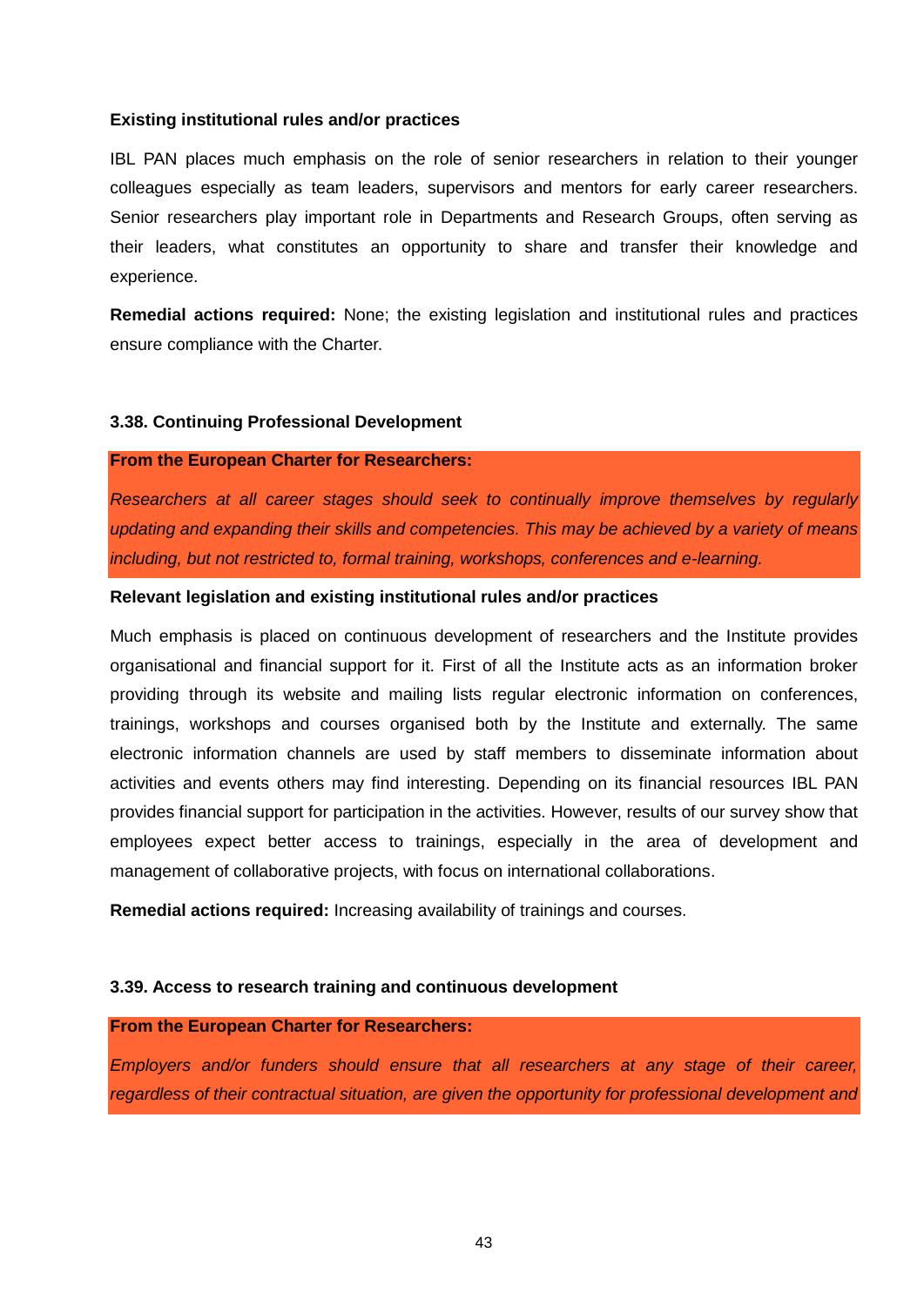**Existing institutional rules and/or practices**

IBL PAN places much emphasis on the role of senior researchers in relation to their younger colleagues especially as team leaders, supervisors and mentors for early career researchers. Senior researchers play important role in Departments and Research Groups, often serving as their leaders, what constitutes an opportunity to share and transfer their knowledge and experience.

**Remedial actions required:** None; the existing legislation and institutional rules and practices ensure compliance with the Charter.

### 3.38. Continuing Professional Development

**From the European Charter for Researchers:**

*Researchers at all career stages should seek to continually improve themselves by regularly updating and expanding their skills and competencies. This may be achieved by a variety of means including, but not restricted to, formal training, workshops, conferences and e-learning.*

**Relevant legislation and existing institutional rules and/or practices**

Much emphasis is placed on continuous development of researchers and the Institute provides organisational and financial support for it. First of all the Institute acts as an information broker providing through its website and mailing lists regular electronic information on conferences, trainings, workshops and courses organised both by the Institute and externally. The same electronic information channels are used by staff members to disseminate information about activities and events others may find interesting. Depending on its financial resources IBL PAN provides financial support for participation in the activities. However, results of our survey show that employees expect better access to trainings, especially in the area of development and management of collaborative projects, with focus on international collaborations.

**Remedial actions required:** Increasing availability of trainings and courses.

### 3.39. Access to research training and continuous development

**From the European Charter for Researchers:**

*Employers and/or funders should ensure that all researchers at any stage of their career, regardless of their contractual situation, are given the opportunity for professional development and*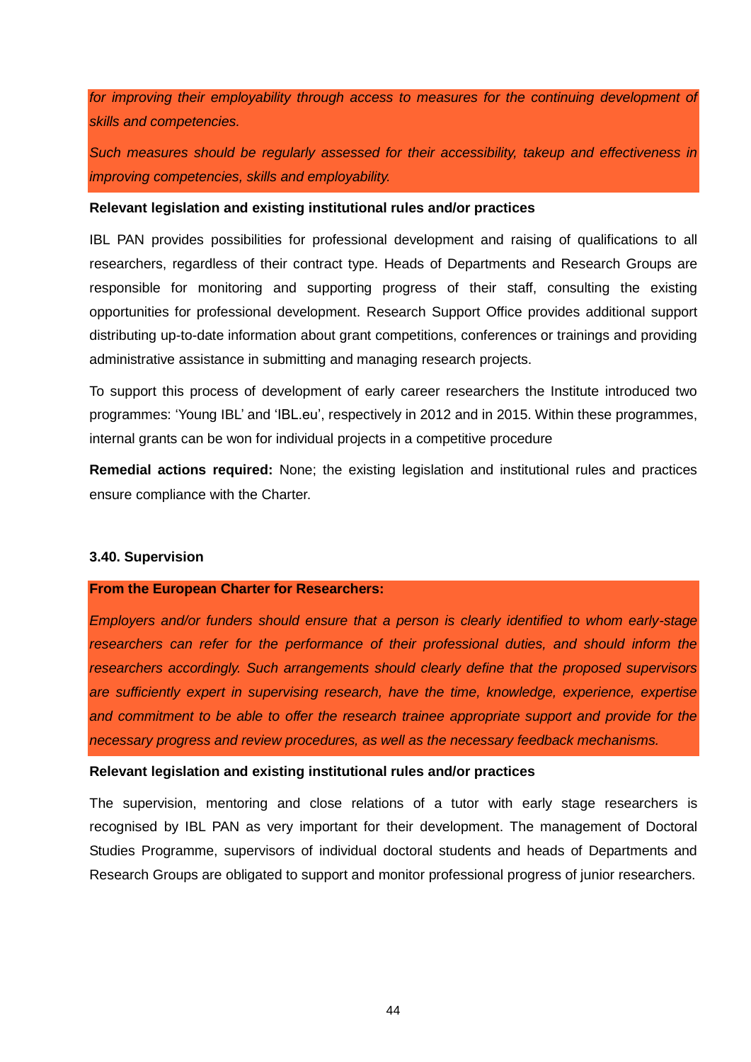*for improving their employability through access to measures for the continuing development of skills and competencies.*

*Such measures should be regularly assessed for their accessibility, takeup and effectiveness in improving competencies, skills and employability.*

**Relevant legislation and existing institutional rules and/or practices**

IBL PAN provides possibilities for professional development and raising of qualifications to all researchers, regardless of their contract type. Heads of Departments and Research Groups are responsible for monitoring and supporting progress of their staff, consulting the existing opportunities for professional development. Research Support Office provides additional support distributing up-to-date information about grant competitions, conferences or trainings and providing administrative assistance in submitting and managing research projects.

To support this process of development of early career researchers the Institute introduced two programmes: 'Young IBL' and 'IBL.eu', respectively in 2012 and in 2015. Within these programmes, internal grants can be won for individual projects in a competitive procedure

**Remedial actions required:** None; the existing legislation and institutional rules and practices ensure compliance with the Charter.

### 3.40. Supervision

**From the European Charter for Researchers:**

*Employers and/or funders should ensure that a person is clearly identified to whom early-stage researchers can refer for the performance of their professional duties, and should inform the researchers accordingly. Such arrangements should clearly define that the proposed supervisors are sufficiently expert in supervising research, have the time, knowledge, experience, expertise and commitment to be able to offer the research trainee appropriate support and provide for the necessary progress and review procedures, as well as the necessary feedback mechanisms.*

**Relevant legislation and existing institutional rules and/or practices**

The supervision, mentoring and close relations of a tutor with early stage researchers is recognised by IBL PAN as very important for their development. The management of Doctoral Studies Programme, supervisors of individual doctoral students and heads of Departments and Research Groups are obligated to support and monitor professional progress of junior researchers.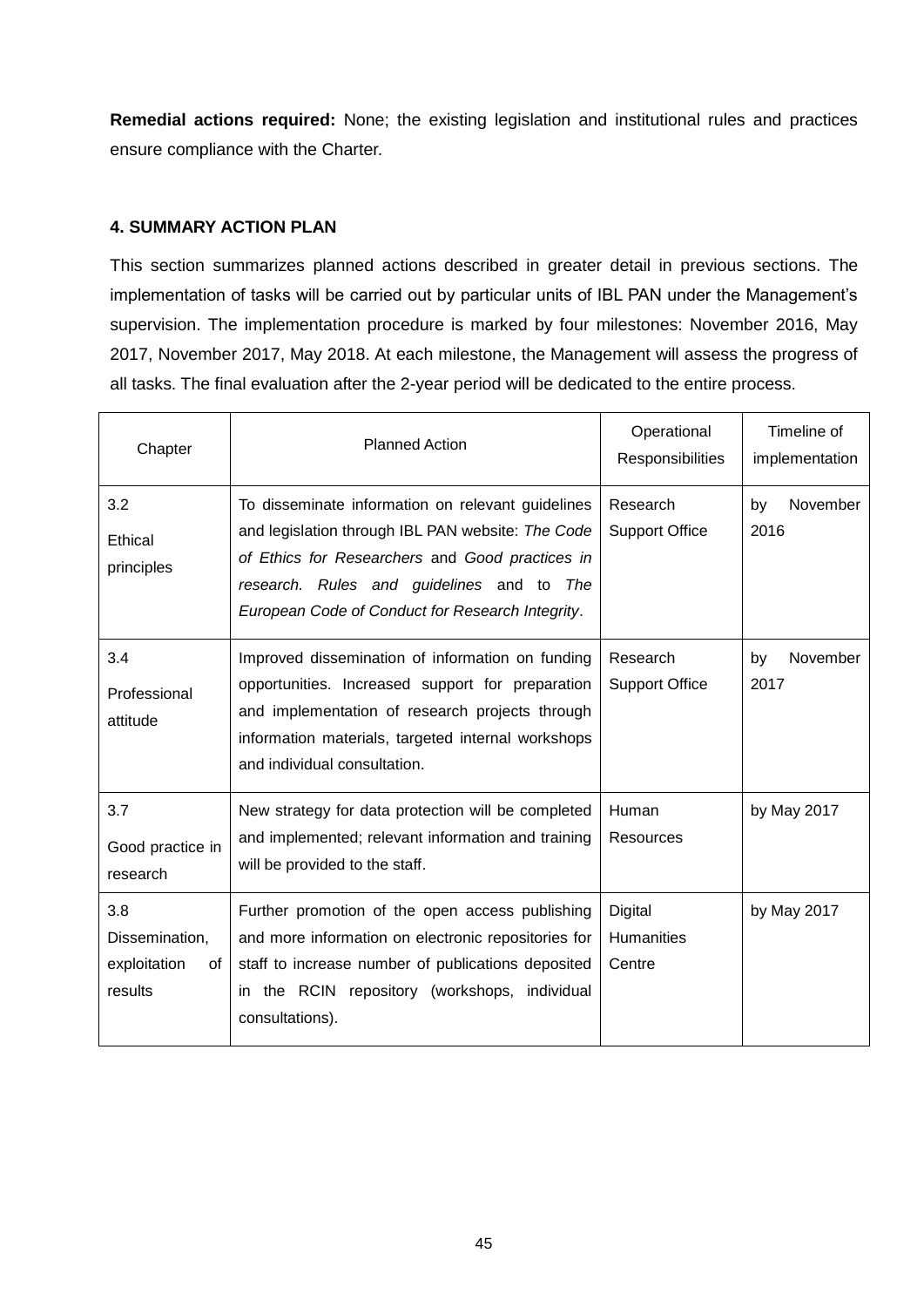**Remedial actions required:** None; the existing legislation and institutional rules and practices ensure compliance with the Charter.

## 4. SUMMARY ACTION PLAN

This section summarizes planned actions described in greater detail in previous sections. The implementation of tasks will be carried out by particular units of IBL PAN under the Management's supervision. The implementation procedure is marked by four milestones: November 2016, May 2017, November 2017, May 2018. At each milestone, the Management will assess the progress of all tasks. The final evaluation after the 2-year period will be dedicated to the entire process.

| Chapter | Planned Action | Operational Responsibilities | Timeline of implementation |
|---|---|---|---|
| 3.2 Ethical principles | To disseminate information on relevant guidelines and legislation through IBL PAN website: *The Code of Ethics for Researchers* and *Good practices in research. Rules and guidelines* and to *The European Code of Conduct for Research Integrity*. | Research Support Office | by November 2016 |
| 3.4 Professional attitude | Improved dissemination of information on funding opportunities. Increased support for preparation and implementation of research projects through information materials, targeted internal workshops and individual consultation. | Research Support Office | by November 2017 |
| 3.7 Good practice in research | New strategy for data protection will be completed and implemented; relevant information and training will be provided to the staff. | Human Resources | by May 2017 |
| 3.8 Dissemination, exploitation of results | Further promotion of the open access publishing and more information on electronic repositories for staff to increase number of publications deposited in the RCIN repository (workshops, individual consultations). | Digital Humanities Centre | by May 2017 |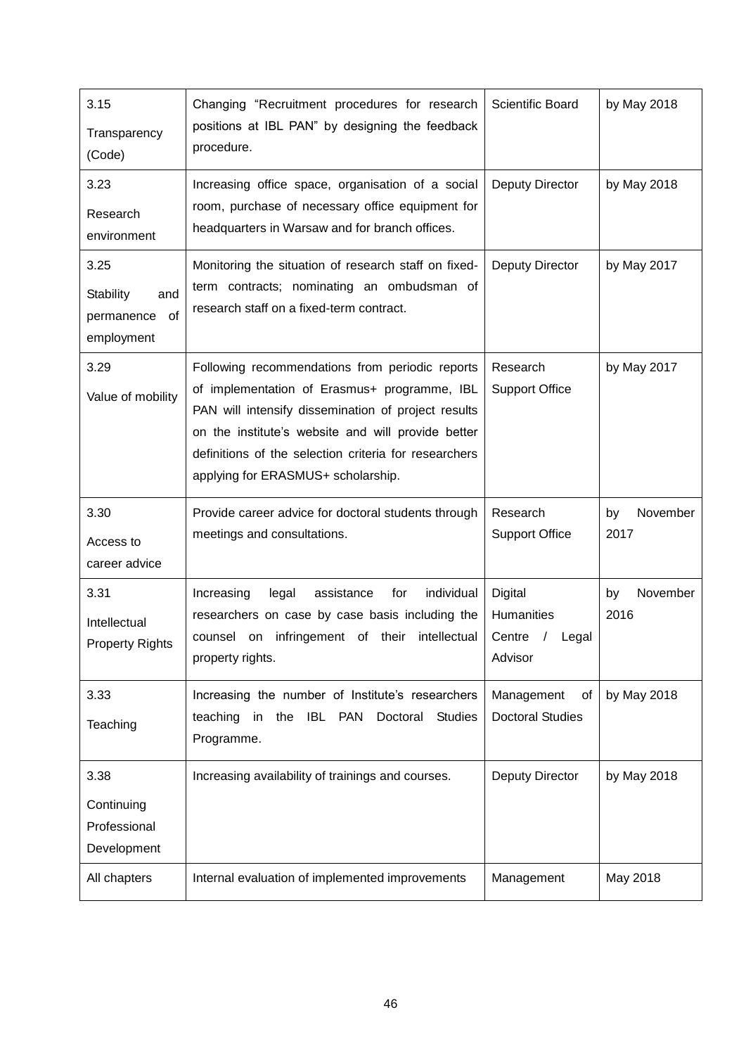| | | | |
|---|---|---|---|
| 3.15 Transparency (Code) | Changing "Recruitment procedures for research positions at IBL PAN" by designing the feedback procedure. | Scientific Board | by May 2018 |
| 3.23 Research environment | Increasing office space, organisation of a social room, purchase of necessary office equipment for headquarters in Warsaw and for branch offices. | Deputy Director | by May 2018 |
| 3.25 Stability and permanence of employment | Monitoring the situation of research staff on fixed-term contracts; nominating an ombudsman of research staff on a fixed-term contract. | Deputy Director | by May 2017 |
| 3.29 Value of mobility | Following recommendations from periodic reports of implementation of Erasmus+ programme, IBL PAN will intensify dissemination of project results on the institute's website and will provide better definitions of the selection criteria for researchers applying for ERASMUS+ scholarship. | Research Support Office | by May 2017 |
| 3.30 Access to career advice | Provide career advice for doctoral students through meetings and consultations. | Research Support Office | by November 2017 |
| 3.31 Intellectual Property Rights | Increasing legal assistance for individual researchers on case by case basis including the counsel on infringement of their intellectual property rights. | Digital Humanities Centre / Legal Advisor | by November 2016 |
| 3.33 Teaching | Increasing the number of Institute's researchers teaching in the IBL PAN Doctoral Studies Programme. | Management of Doctoral Studies | by May 2018 |
| 3.38 Continuing Professional Development | Increasing availability of trainings and courses. | Deputy Director | by May 2018 |
| All chapters | Internal evaluation of implemented improvements | Management | May 2018 |